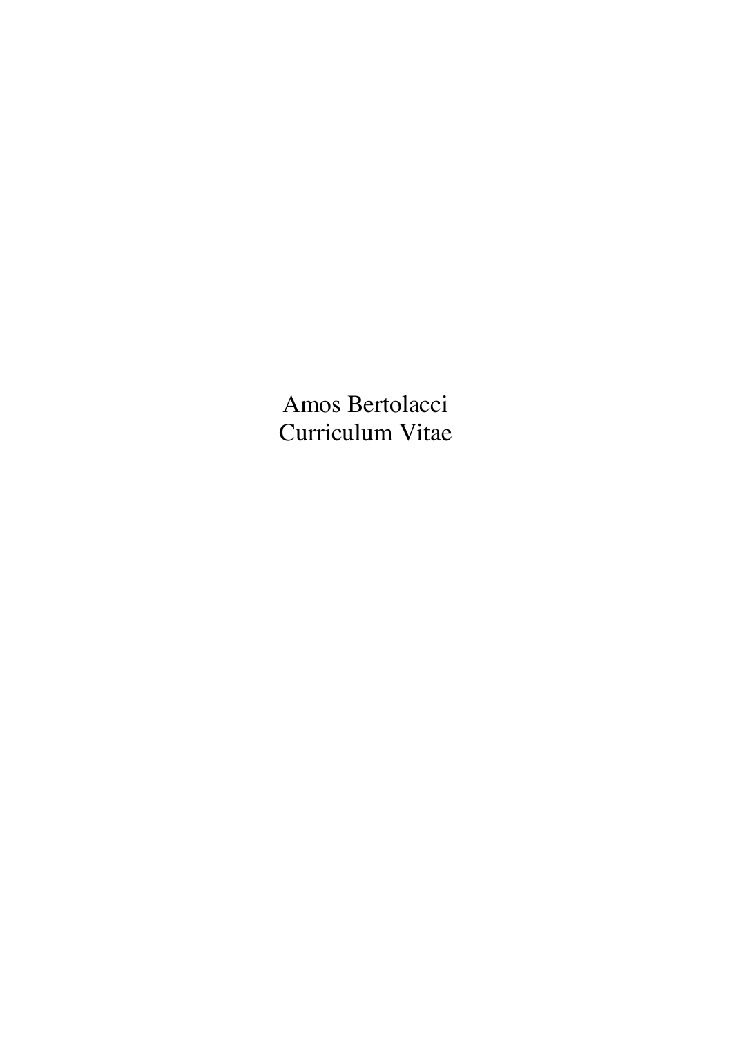Amos Bertolacci
Curriculum Vitae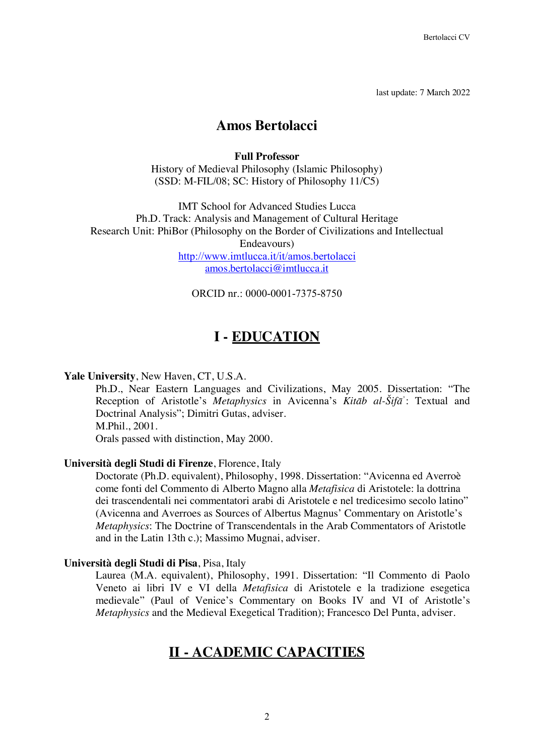last update: 7 March 2022

# Amos Bertolacci

**Full Professor**
History of Medieval Philosophy (Islamic Philosophy)
(SSD: M-FIL/08; SC: History of Philosophy 11/C5)

IMT School for Advanced Studies Lucca
Ph.D. Track: Analysis and Management of Cultural Heritage
Research Unit: PhiBor (Philosophy on the Border of Civilizations and Intellectual Endeavours)
http://www.imtlucca.it/it/amos.bertolacci
amos.bertolacci@imtlucca.it

ORCID nr.: 0000-0001-7375-8750

## I - EDUCATION

**Yale University**, New Haven, CT, U.S.A.

Ph.D., Near Eastern Languages and Civilizations, May 2005. Dissertation: "The Reception of Aristotle's *Metaphysics* in Avicenna's *Kitāb al-Šifāʾ*: Textual and Doctrinal Analysis"; Dimitri Gutas, adviser.
M.Phil., 2001.
Orals passed with distinction, May 2000.

**Università degli Studi di Firenze**, Florence, Italy

Doctorate (Ph.D. equivalent), Philosophy, 1998. Dissertation: "Avicenna ed Averroè come fonti del Commento di Alberto Magno alla *Metafisica* di Aristotele: la dottrina dei trascendentali nei commentatori arabi di Aristotele e nel tredicesimo secolo latino" (Avicenna and Averroes as Sources of Albertus Magnus' Commentary on Aristotle's *Metaphysics*: The Doctrine of Transcendentals in the Arab Commentators of Aristotle and in the Latin 13th c.); Massimo Mugnai, adviser.

**Università degli Studi di Pisa**, Pisa, Italy

Laurea (M.A. equivalent), Philosophy, 1991. Dissertation: "Il Commento di Paolo Veneto ai libri IV e VI della *Metafisica* di Aristotele e la tradizione esegetica medievale" (Paul of Venice's Commentary on Books IV and VI of Aristotle's *Metaphysics* and the Medieval Exegetical Tradition); Francesco Del Punta, adviser.

## II - ACADEMIC CAPACITIES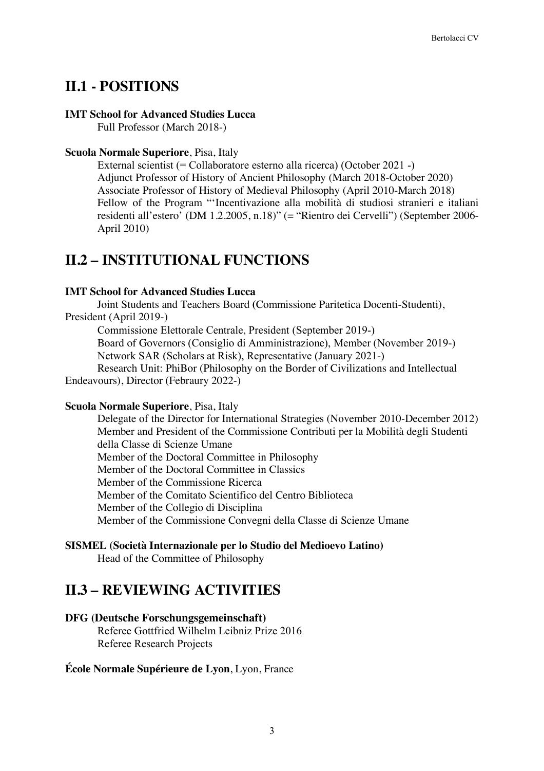## II.1 - POSITIONS

**IMT School for Advanced Studies Lucca**

Full Professor (March 2018-)

**Scuola Normale Superiore**, Pisa, Italy

External scientist (= Collaboratore esterno alla ricerca) (October 2021 -)
Adjunct Professor of History of Ancient Philosophy (March 2018-October 2020)
Associate Professor of History of Medieval Philosophy (April 2010-March 2018)
Fellow of the Program "'Incentivazione alla mobilità di studiosi stranieri e italiani residenti all'estero' (DM 1.2.2005, n.18)" (= "Rientro dei Cervelli") (September 2006-April 2010)

## II.2 – INSTITUTIONAL FUNCTIONS

**IMT School for Advanced Studies Lucca**

Joint Students and Teachers Board (Commissione Paritetica Docenti-Studenti), President (April 2019-)
Commissione Elettorale Centrale, President (September 2019-)
Board of Governors (Consiglio di Amministrazione), Member (November 2019-)
Network SAR (Scholars at Risk), Representative (January 2021-)
Research Unit: PhiBor (Philosophy on the Border of Civilizations and Intellectual Endeavours), Director (Febraury 2022-)

**Scuola Normale Superiore**, Pisa, Italy

Delegate of the Director for International Strategies (November 2010-December 2012)
Member and President of the Commissione Contributi per la Mobilità degli Studenti della Classe di Scienze Umane
Member of the Doctoral Committee in Philosophy
Member of the Doctoral Committee in Classics
Member of the Commissione Ricerca
Member of the Comitato Scientifico del Centro Biblioteca
Member of the Collegio di Disciplina
Member of the Commissione Convegni della Classe di Scienze Umane

**SISMEL (Società Internazionale per lo Studio del Medioevo Latino)**

Head of the Committee of Philosophy

## II.3 – REVIEWING ACTIVITIES

**DFG (Deutsche Forschungsgemeinschaft)**

Referee Gottfried Wilhelm Leibniz Prize 2016
Referee Research Projects

**École Normale Supérieure de Lyon**, Lyon, France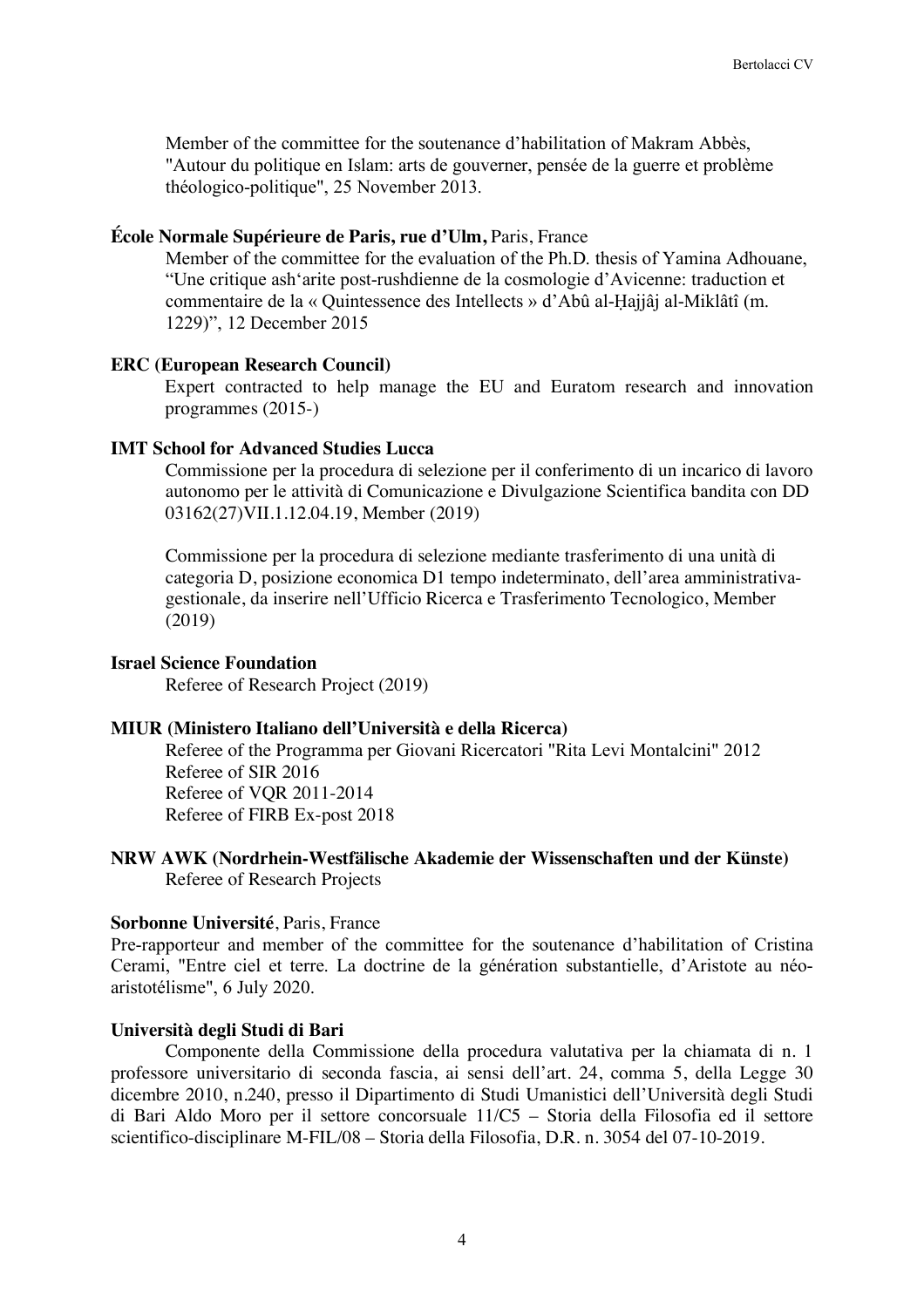Member of the committee for the soutenance d'habilitation of Makram Abbès, "Autour du politique en Islam: arts de gouverner, pensée de la guerre et problème théologico-politique", 25 November 2013.

**École Normale Supérieure de Paris, rue d'Ulm,** Paris, France

Member of the committee for the evaluation of the Ph.D. thesis of Yamina Adhouane, "Une critique ash'arite post-rushdienne de la cosmologie d'Avicenne: traduction et commentaire de la « Quintessence des Intellects » d'Abû al-Ḥajjâj al-Miklâtî (m. 1229)", 12 December 2015

**ERC (European Research Council)**

Expert contracted to help manage the EU and Euratom research and innovation programmes (2015-)

**IMT School for Advanced Studies Lucca**

Commissione per la procedura di selezione per il conferimento di un incarico di lavoro autonomo per le attività di Comunicazione e Divulgazione Scientifica bandita con DD 03162(27)VII.1.12.04.19, Member (2019)

Commissione per la procedura di selezione mediante trasferimento di una unità di categoria D, posizione economica D1 tempo indeterminato, dell'area amministrativa-gestionale, da inserire nell'Ufficio Ricerca e Trasferimento Tecnologico, Member (2019)

**Israel Science Foundation**

Referee of Research Project (2019)

**MIUR (Ministero Italiano dell'Università e della Ricerca)**

Referee of the Programma per Giovani Ricercatori "Rita Levi Montalcini" 2012
Referee of SIR 2016
Referee of VQR 2011-2014
Referee of FIRB Ex-post 2018

**NRW AWK (Nordrhein-Westfälische Akademie der Wissenschaften und der Künste)**

Referee of Research Projects

**Sorbonne Université**, Paris, France

Pre-rapporteur and member of the committee for the soutenance d'habilitation of Cristina Cerami, "Entre ciel et terre. La doctrine de la génération substantielle, d'Aristote au néo-aristotélisme", 6 July 2020.

**Università degli Studi di Bari**

Componente della Commissione della procedura valutativa per la chiamata di n. 1 professore universitario di seconda fascia, ai sensi dell'art. 24, comma 5, della Legge 30 dicembre 2010, n.240, presso il Dipartimento di Studi Umanistici dell'Università degli Studi di Bari Aldo Moro per il settore concorsuale 11/C5 – Storia della Filosofia ed il settore scientifico-disciplinare M-FIL/08 – Storia della Filosofia, D.R. n. 3054 del 07-10-2019.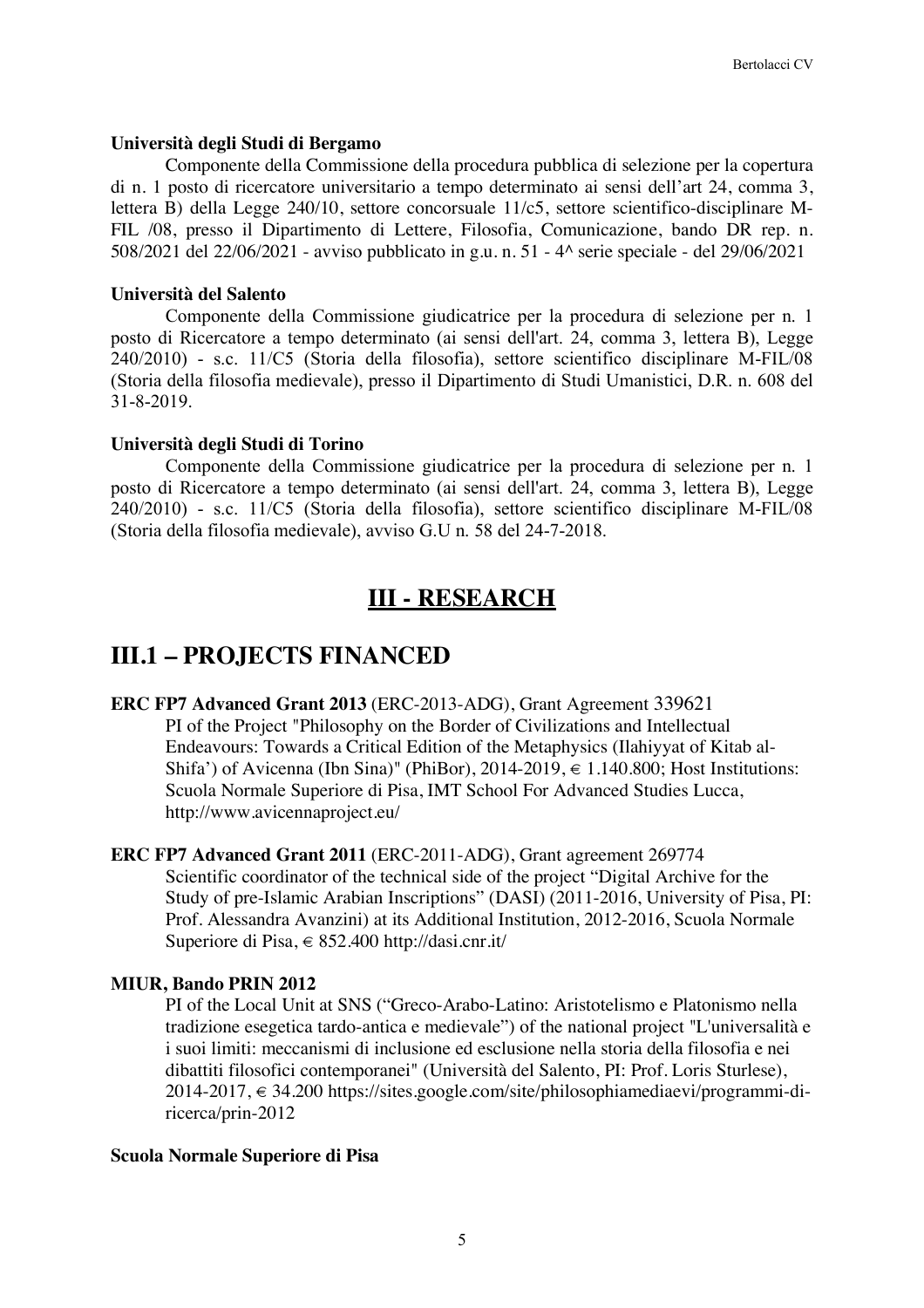**Università degli Studi di Bergamo**

Componente della Commissione della procedura pubblica di selezione per la copertura di n. 1 posto di ricercatore universitario a tempo determinato ai sensi dell'art 24, comma 3, lettera B) della Legge 240/10, settore concorsuale 11/c5, settore scientifico-disciplinare M-FIL /08, presso il Dipartimento di Lettere, Filosofia, Comunicazione, bando DR rep. n. 508/2021 del 22/06/2021 - avviso pubblicato in g.u. n. 51 - 4^ serie speciale - del 29/06/2021

**Università del Salento**

Componente della Commissione giudicatrice per la procedura di selezione per n. 1 posto di Ricercatore a tempo determinato (ai sensi dell'art. 24, comma 3, lettera B), Legge 240/2010) - s.c. 11/C5 (Storia della filosofia), settore scientifico disciplinare M-FIL/08 (Storia della filosofia medievale), presso il Dipartimento di Studi Umanistici, D.R. n. 608 del 31-8-2019.

**Università degli Studi di Torino**

Componente della Commissione giudicatrice per la procedura di selezione per n. 1 posto di Ricercatore a tempo determinato (ai sensi dell'art. 24, comma 3, lettera B), Legge 240/2010) - s.c. 11/C5 (Storia della filosofia), settore scientifico disciplinare M-FIL/08 (Storia della filosofia medievale), avviso G.U n. 58 del 24-7-2018.

# III - RESEARCH

## III.1 – PROJECTS FINANCED

**ERC FP7 Advanced Grant 2013** (ERC-2013-ADG), Grant Agreement 339621
PI of the Project "Philosophy on the Border of Civilizations and Intellectual Endeavours: Towards a Critical Edition of the Metaphysics (Ilahiyyat of Kitab al-Shifa') of Avicenna (Ibn Sina)" (PhiBor), 2014-2019, € 1.140.800; Host Institutions: Scuola Normale Superiore di Pisa, IMT School For Advanced Studies Lucca, http://www.avicennaproject.eu/

**ERC FP7 Advanced Grant 2011** (ERC-2011-ADG), Grant agreement 269774
Scientific coordinator of the technical side of the project "Digital Archive for the Study of pre-Islamic Arabian Inscriptions" (DASI) (2011-2016, University of Pisa, PI: Prof. Alessandra Avanzini) at its Additional Institution, 2012-2016, Scuola Normale Superiore di Pisa, € 852.400 http://dasi.cnr.it/

**MIUR, Bando PRIN 2012**
PI of the Local Unit at SNS ("Greco-Arabo-Latino: Aristotelismo e Platonismo nella tradizione esegetica tardo-antica e medievale") of the national project "L'universalità e i suoi limiti: meccanismi di inclusione ed esclusione nella storia della filosofia e nei dibattiti filosofici contemporanei" (Università del Salento, PI: Prof. Loris Sturlese), 2014-2017, € 34.200 https://sites.google.com/site/philosophiamediaevi/programmi-di-ricerca/prin-2012

**Scuola Normale Superiore di Pisa**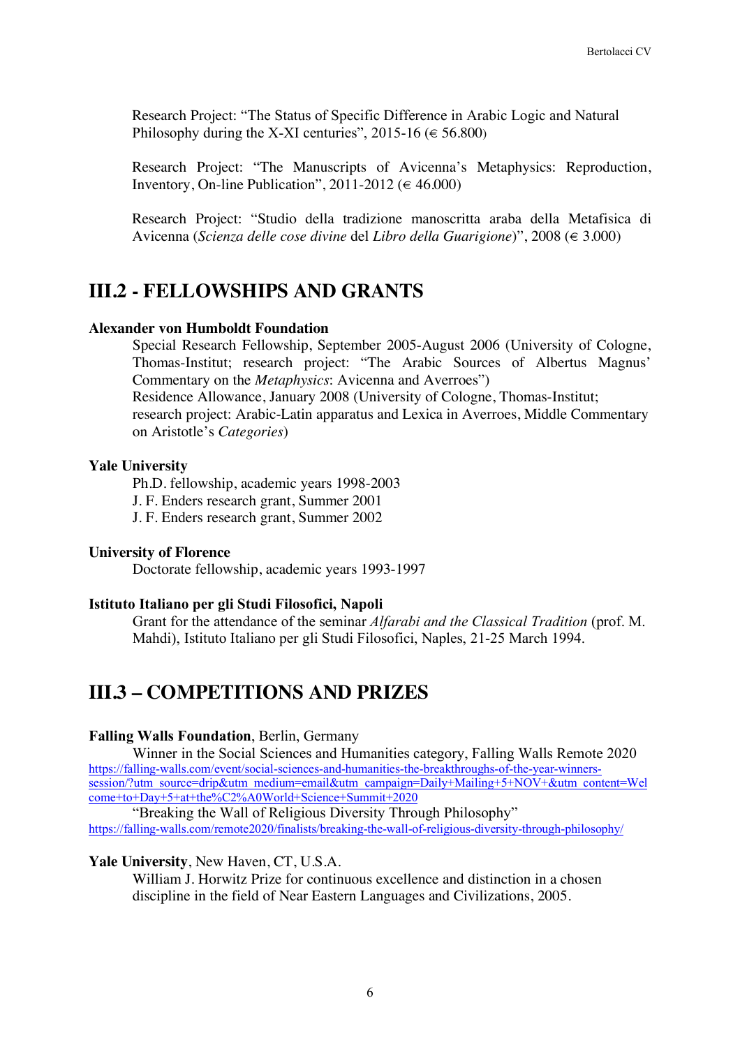Research Project: "The Status of Specific Difference in Arabic Logic and Natural Philosophy during the X-XI centuries", 2015-16 (€ 56.800)

Research Project: "The Manuscripts of Avicenna's Metaphysics: Reproduction, Inventory, On-line Publication", 2011-2012 (€ 46.000)

Research Project: "Studio della tradizione manoscritta araba della Metafisica di Avicenna (*Scienza delle cose divine* del *Libro della Guarigione*)", 2008 (€ 3.000)

## III.2 - FELLOWSHIPS AND GRANTS

**Alexander von Humboldt Foundation**

Special Research Fellowship, September 2005-August 2006 (University of Cologne, Thomas-Institut; research project: "The Arabic Sources of Albertus Magnus' Commentary on the *Metaphysics*: Avicenna and Averroes")
Residence Allowance, January 2008 (University of Cologne, Thomas-Institut; research project: Arabic-Latin apparatus and Lexica in Averroes, Middle Commentary on Aristotle's *Categories*)

**Yale University**

Ph.D. fellowship, academic years 1998-2003
J. F. Enders research grant, Summer 2001
J. F. Enders research grant, Summer 2002

**University of Florence**

Doctorate fellowship, academic years 1993-1997

**Istituto Italiano per gli Studi Filosofici, Napoli**

Grant for the attendance of the seminar *Alfarabi and the Classical Tradition* (prof. M. Mahdi), Istituto Italiano per gli Studi Filosofici, Naples, 21-25 March 1994.

## III.3 – COMPETITIONS AND PRIZES

**Falling Walls Foundation**, Berlin, Germany

Winner in the Social Sciences and Humanities category, Falling Walls Remote 2020
https://falling-walls.com/event/social-sciences-and-humanities-the-breakthroughs-of-the-year-winners-session/?utm_source=drip&utm_medium=email&utm_campaign=Daily+Mailing+5+NOV+&utm_content=Welcome+to+Day+5+at+the%C2%A0World+Science+Summit+2020
"Breaking the Wall of Religious Diversity Through Philosophy"
https://falling-walls.com/remote2020/finalists/breaking-the-wall-of-religious-diversity-through-philosophy/

**Yale University**, New Haven, CT, U.S.A.

William J. Horwitz Prize for continuous excellence and distinction in a chosen discipline in the field of Near Eastern Languages and Civilizations, 2005.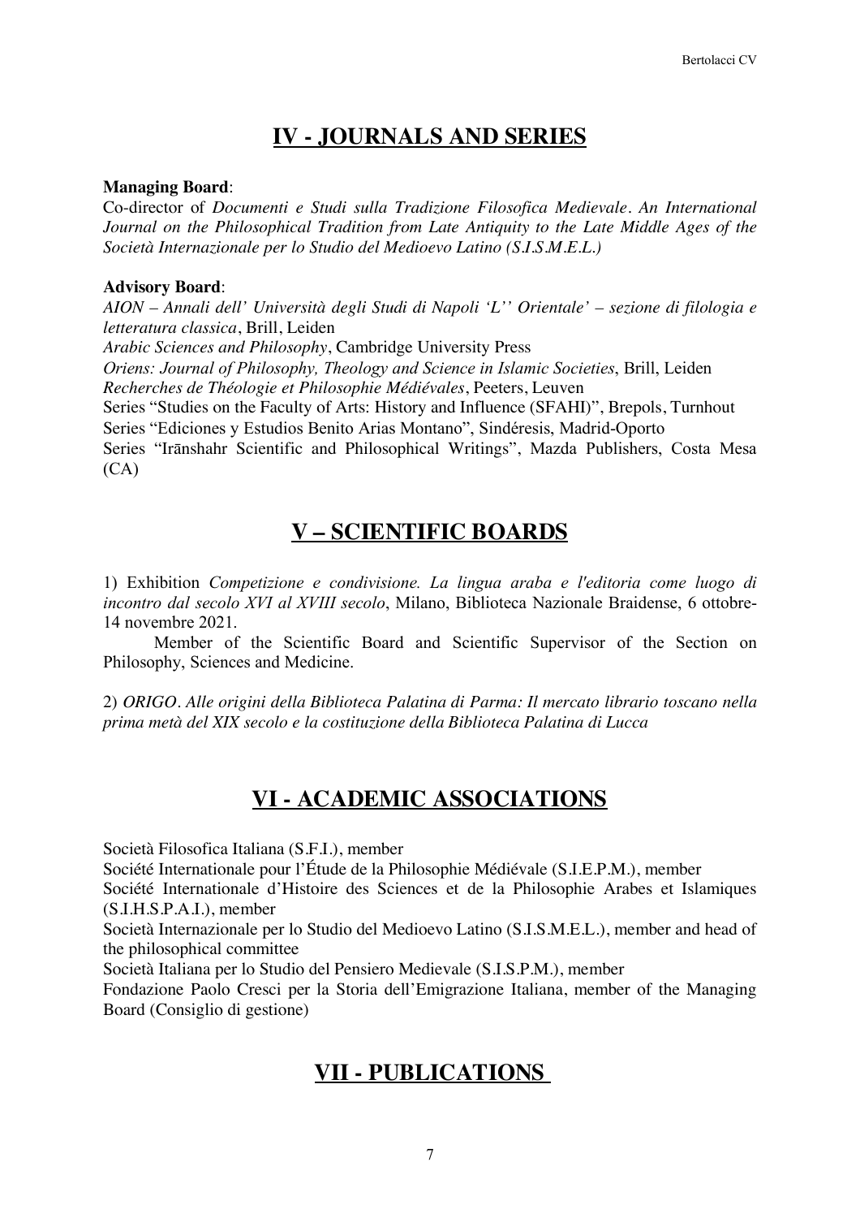## IV - JOURNALS AND SERIES

**Managing Board**:
Co-director of *Documenti e Studi sulla Tradizione Filosofica Medievale. An International Journal on the Philosophical Tradition from Late Antiquity to the Late Middle Ages of the Società Internazionale per lo Studio del Medioevo Latino (S.I.S.M.E.L.)*

**Advisory Board**:
*AION – Annali dell' Università degli Studi di Napoli 'L'' Orientale' – sezione di filologia e letteratura classica*, Brill, Leiden
*Arabic Sciences and Philosophy*, Cambridge University Press
*Oriens: Journal of Philosophy, Theology and Science in Islamic Societies*, Brill, Leiden
*Recherches de Théologie et Philosophie Médiévales*, Peeters, Leuven
Series "Studies on the Faculty of Arts: History and Influence (SFAHI)", Brepols, Turnhout
Series "Ediciones y Estudios Benito Arias Montano", Sindéresis, Madrid-Oporto
Series "Irānshahr Scientific and Philosophical Writings", Mazda Publishers, Costa Mesa (CA)

## V – SCIENTIFIC BOARDS

1) Exhibition *Competizione e condivisione. La lingua araba e l'editoria come luogo di incontro dal secolo XVI al XVIII secolo*, Milano, Biblioteca Nazionale Braidense, 6 ottobre-14 novembre 2021.

Member of the Scientific Board and Scientific Supervisor of the Section on Philosophy, Sciences and Medicine.

2) *ORIGO. Alle origini della Biblioteca Palatina di Parma: Il mercato librario toscano nella prima metà del XIX secolo e la costituzione della Biblioteca Palatina di Lucca*

## VI - ACADEMIC ASSOCIATIONS

Società Filosofica Italiana (S.F.I.), member
Société Internationale pour l'Étude de la Philosophie Médiévale (S.I.E.P.M.), member
Société Internationale d'Histoire des Sciences et de la Philosophie Arabes et Islamiques (S.I.H.S.P.A.I.), member
Società Internazionale per lo Studio del Medioevo Latino (S.I.S.M.E.L.), member and head of the philosophical committee
Società Italiana per lo Studio del Pensiero Medievale (S.I.S.P.M.), member
Fondazione Paolo Cresci per la Storia dell'Emigrazione Italiana, member of the Managing Board (Consiglio di gestione)

## VII - PUBLICATIONS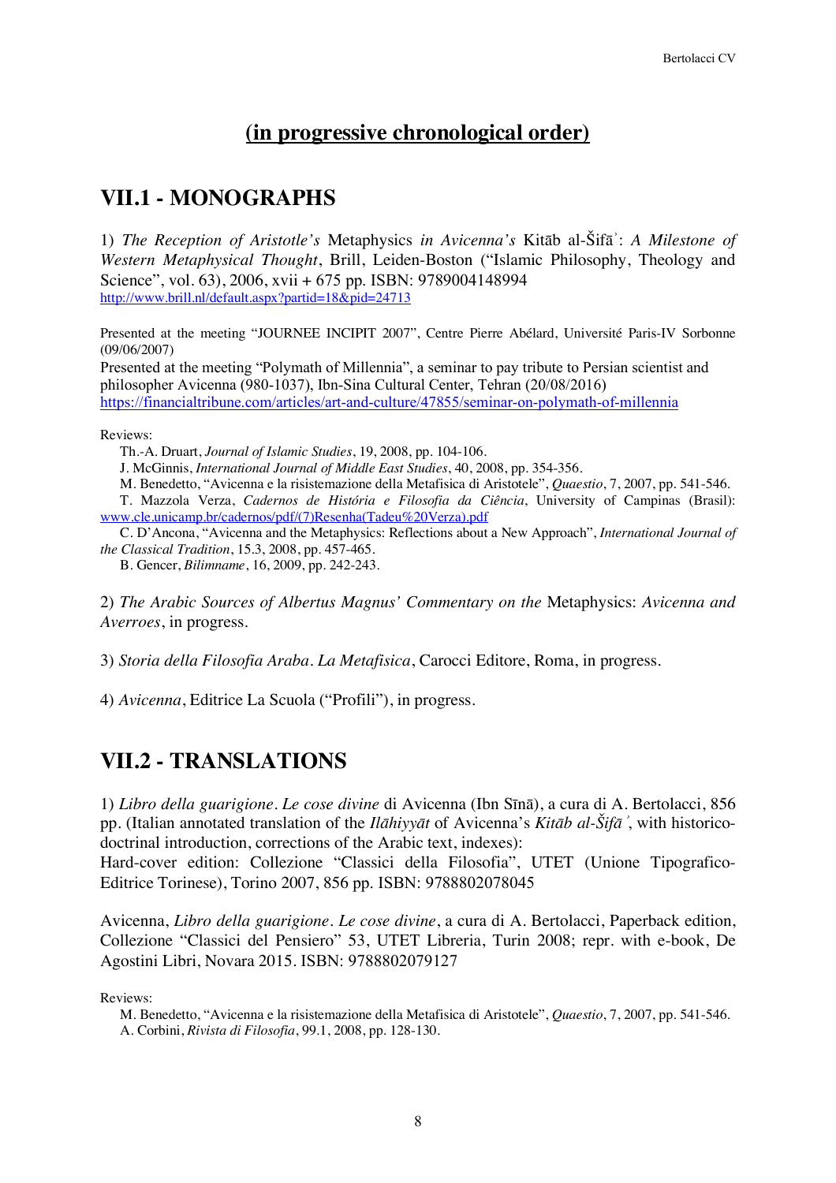## (in progressive chronological order)

## VII.1 - MONOGRAPHS

1) *The Reception of Aristotle's* Metaphysics *in Avicenna's* Kitāb al-Šifāʾ: *A Milestone of Western Metaphysical Thought*, Brill, Leiden-Boston ("Islamic Philosophy, Theology and Science", vol. 63), 2006, xvii + 675 pp. ISBN: 9789004148994
http://www.brill.nl/default.aspx?partid=18&pid=24713

Presented at the meeting "JOURNEE INCIPIT 2007", Centre Pierre Abélard, Université Paris-IV Sorbonne (09/06/2007)
Presented at the meeting "Polymath of Millennia", a seminar to pay tribute to Persian scientist and philosopher Avicenna (980-1037), Ibn-Sina Cultural Center, Tehran (20/08/2016)
https://financialtribune.com/articles/art-and-culture/47855/seminar-on-polymath-of-millennia

Reviews:
Th.-A. Druart, *Journal of Islamic Studies*, 19, 2008, pp. 104-106.
J. McGinnis, *International Journal of Middle East Studies*, 40, 2008, pp. 354-356.
M. Benedetto, "Avicenna e la risistemazione della Metafisica di Aristotele", *Quaestio*, 7, 2007, pp. 541-546.
T. Mazzola Verza, *Cadernos de História e Filosofia da Ciência*, University of Campinas (Brasil): www.cle.unicamp.br/cadernos/pdf/(7)Resenha(Tadeu%20Verza).pdf
C. D'Ancona, "Avicenna and the Metaphysics: Reflections about a New Approach", *International Journal of the Classical Tradition*, 15.3, 2008, pp. 457-465.
B. Gencer, *Bilimname*, 16, 2009, pp. 242-243.

2) *The Arabic Sources of Albertus Magnus' Commentary on the* Metaphysics: *Avicenna and Averroes*, in progress.

3) *Storia della Filosofia Araba. La Metafisica*, Carocci Editore, Roma, in progress.

4) *Avicenna*, Editrice La Scuola ("Profili"), in progress.

## VII.2 - TRANSLATIONS

1) *Libro della guarigione. Le cose divine* di Avicenna (Ibn Sīnā), a cura di A. Bertolacci, 856 pp. (Italian annotated translation of the *Ilāhiyyāt* of Avicenna's *Kitāb al-Šifāʾ*, with historico-doctrinal introduction, corrections of the Arabic text, indexes):
Hard-cover edition: Collezione "Classici della Filosofia", UTET (Unione Tipografico-Editrice Torinese), Torino 2007, 856 pp. ISBN: 9788802078045

Avicenna, *Libro della guarigione. Le cose divine*, a cura di A. Bertolacci, Paperback edition, Collezione "Classici del Pensiero" 53, UTET Libreria, Turin 2008; repr. with e-book, De Agostini Libri, Novara 2015. ISBN: 9788802079127

Reviews:
M. Benedetto, "Avicenna e la risistemazione della Metafisica di Aristotele", *Quaestio*, 7, 2007, pp. 541-546.
A. Corbini, *Rivista di Filosofia*, 99.1, 2008, pp. 128-130.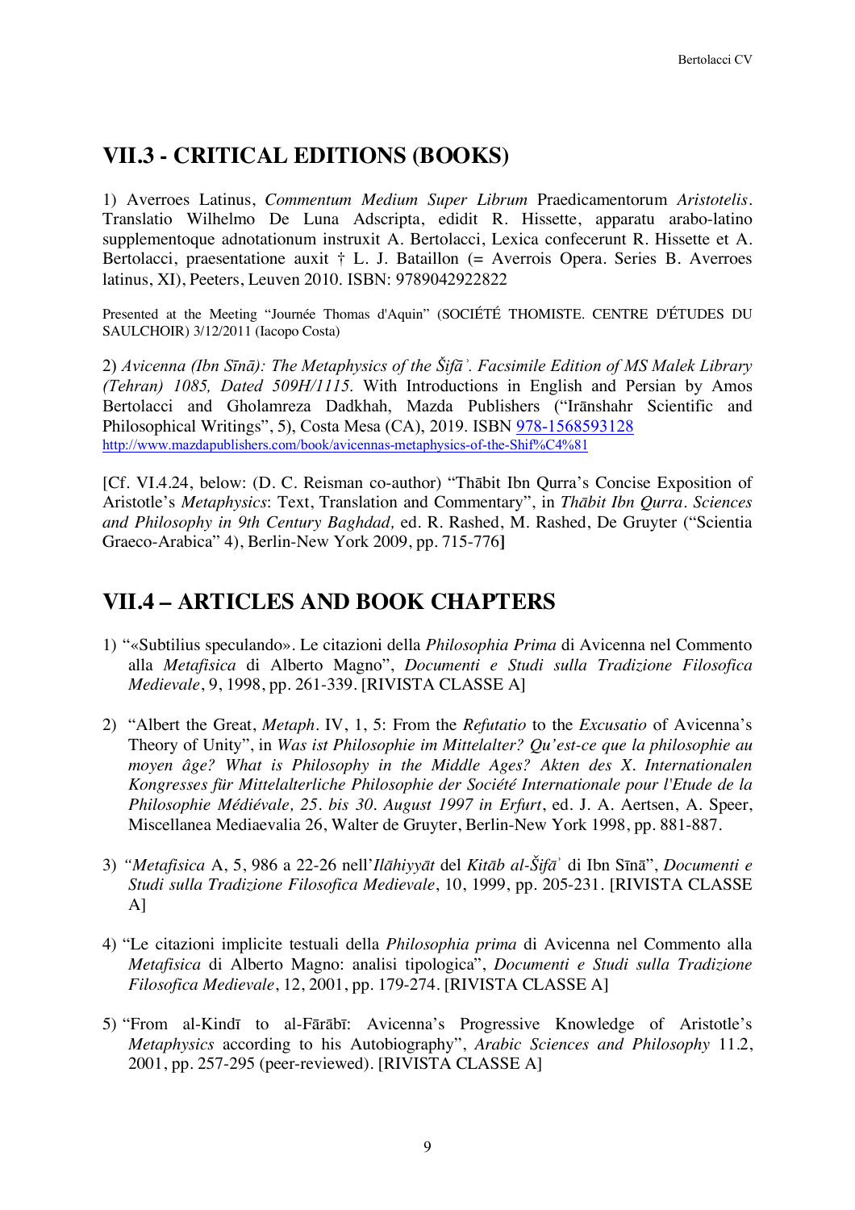## VII.3 - CRITICAL EDITIONS (BOOKS)

1) Averroes Latinus, *Commentum Medium Super Librum* Praedicamentorum *Aristotelis*. Translatio Wilhelmo De Luna Adscripta, edidit R. Hissette, apparatu arabo-latino supplementoque adnotationum instruxit A. Bertolacci, Lexica confecerunt R. Hissette et A. Bertolacci, praesentatione auxit † L. J. Bataillon (= Averrois Opera. Series B. Averroes latinus, XI), Peeters, Leuven 2010. ISBN: 9789042922822

Presented at the Meeting "Journée Thomas d'Aquin" (SOCIÉTÉ THOMISTE. CENTRE D'ÉTUDES DU SAULCHOIR) 3/12/2011 (Iacopo Costa)

2) *Avicenna (Ibn Sīnā): The Metaphysics of the Šifāʾ. Facsimile Edition of MS Malek Library (Tehran) 1085, Dated 509H/1115.* With Introductions in English and Persian by Amos Bertolacci and Gholamreza Dadkhah, Mazda Publishers ("Irānshahr Scientific and Philosophical Writings", 5), Costa Mesa (CA), 2019. ISBN 978-1568593128
http://www.mazdapublishers.com/book/avicennas-metaphysics-of-the-Shif%C4%81

[Cf. VI.4.24, below: (D. C. Reisman co-author) "Thābit Ibn Qurra's Concise Exposition of Aristotle's *Metaphysics*: Text, Translation and Commentary", in *Thābit Ibn Qurra. Sciences and Philosophy in 9th Century Baghdad,* ed. R. Rashed, M. Rashed, De Gruyter ("Scientia Graeco-Arabica" 4), Berlin-New York 2009, pp. 715-776]

## VII.4 – ARTICLES AND BOOK CHAPTERS

1) "«Subtilius speculando». Le citazioni della *Philosophia Prima* di Avicenna nel Commento alla *Metafisica* di Alberto Magno", *Documenti e Studi sulla Tradizione Filosofica Medievale*, 9, 1998, pp. 261-339. [RIVISTA CLASSE A]

2) "Albert the Great, *Metaph*. IV, 1, 5: From the *Refutatio* to the *Excusatio* of Avicenna's Theory of Unity", in *Was ist Philosophie im Mittelalter? Qu'est-ce que la philosophie au moyen âge? What is Philosophy in the Middle Ages? Akten des X. Internationalen Kongresses für Mittelalterliche Philosophie der Société Internationale pour l'Etude de la Philosophie Médiévale, 25. bis 30. August 1997 in Erfurt*, ed. J. A. Aertsen, A. Speer, Miscellanea Mediaevalia 26, Walter de Gruyter, Berlin-New York 1998, pp. 881-887.

3) "*Metafisica* A, 5, 986 a 22-26 nell'*Ilāhiyyāt* del *Kitāb al-Šifāʾ* di Ibn Sīnā", *Documenti e Studi sulla Tradizione Filosofica Medievale*, 10, 1999, pp. 205-231. [RIVISTA CLASSE A]

4) "Le citazioni implicite testuali della *Philosophia prima* di Avicenna nel Commento alla *Metafisica* di Alberto Magno: analisi tipologica", *Documenti e Studi sulla Tradizione Filosofica Medievale*, 12, 2001, pp. 179-274. [RIVISTA CLASSE A]

5) "From al-Kindī to al-Fārābī: Avicenna's Progressive Knowledge of Aristotle's *Metaphysics* according to his Autobiography", *Arabic Sciences and Philosophy* 11.2, 2001, pp. 257-295 (peer-reviewed). [RIVISTA CLASSE A]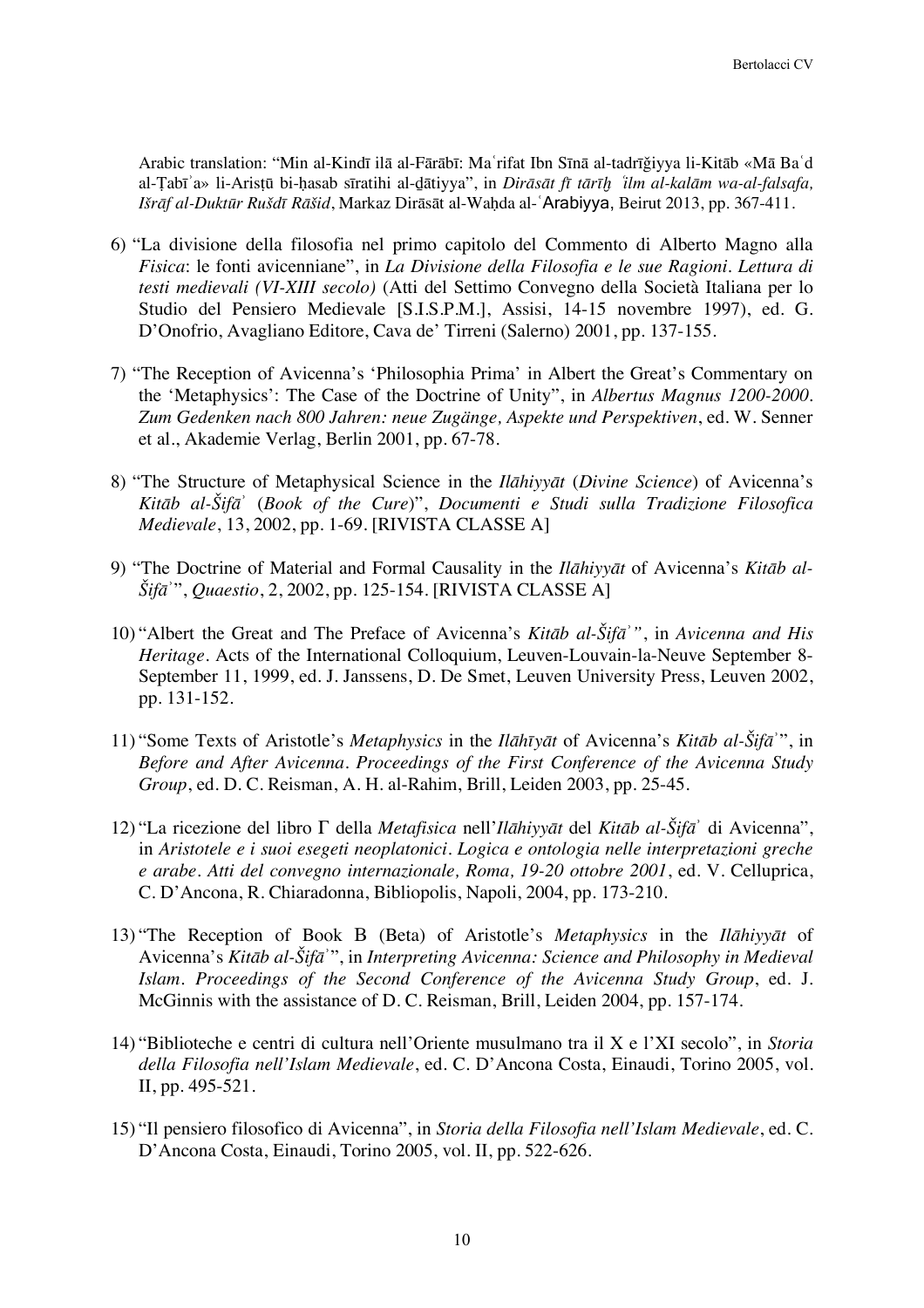Arabic translation: "Min al-Kindī ilā al-Fārābī: Maʿrifat Ibn Sīnā al-tadrīǧiyya li-Kitāb «Mā Baʿd al-Ṭabīʿa» li-Arisṭū bi-ḥasab sīratihi al-ḏātiyya", in *Dirāsāt fī tārīḫ ʿilm al-kalām wa-al-falsafa, Išrāf al-Duktūr Rušdī Rāšid*, Markaz Dirāsāt al-Waḥda al-ʿArabiyya, Beirut 2013, pp. 367-411.

6) "La divisione della filosofia nel primo capitolo del Commento di Alberto Magno alla *Fisica*: le fonti avicenniane", in *La Divisione della Filosofia e le sue Ragioni. Lettura di testi medievali (VI-XIII secolo)* (Atti del Settimo Convegno della Società Italiana per lo Studio del Pensiero Medievale [S.I.S.P.M.], Assisi, 14-15 novembre 1997), ed. G. D'Onofrio, Avagliano Editore, Cava de' Tirreni (Salerno) 2001, pp. 137-155.

7) "The Reception of Avicenna's 'Philosophia Prima' in Albert the Great's Commentary on the 'Metaphysics': The Case of the Doctrine of Unity", in *Albertus Magnus 1200-2000. Zum Gedenken nach 800 Jahren: neue Zugänge, Aspekte und Perspektiven*, ed. W. Senner et al., Akademie Verlag, Berlin 2001, pp. 67-78.

8) "The Structure of Metaphysical Science in the *Ilāhiyyāt* (*Divine Science*) of Avicenna's *Kitāb al-Šifāʾ* (*Book of the Cure*)", *Documenti e Studi sulla Tradizione Filosofica Medievale*, 13, 2002, pp. 1-69. [RIVISTA CLASSE A]

9) "The Doctrine of Material and Formal Causality in the *Ilāhiyyāt* of Avicenna's *Kitāb al-Šifāʾ*", *Quaestio*, 2, 2002, pp. 125-154. [RIVISTA CLASSE A]

10) "Albert the Great and The Preface of Avicenna's *Kitāb al-Šifāʾ*", in *Avicenna and His Heritage*. Acts of the International Colloquium, Leuven-Louvain-la-Neuve September 8-September 11, 1999, ed. J. Janssens, D. De Smet, Leuven University Press, Leuven 2002, pp. 131-152.

11) "Some Texts of Aristotle's *Metaphysics* in the *Ilāhīyāt* of Avicenna's *Kitāb al-Šifāʾ*", in *Before and After Avicenna. Proceedings of the First Conference of the Avicenna Study Group*, ed. D. C. Reisman, A. H. al-Rahim, Brill, Leiden 2003, pp. 25-45.

12) "La ricezione del libro Γ della *Metafisica* nell'*Ilāhiyyāt* del *Kitāb al-Šifāʾ* di Avicenna", in *Aristotele e i suoi esegeti neoplatonici. Logica e ontologia nelle interpretazioni greche e arabe. Atti del convegno internazionale, Roma, 19-20 ottobre 2001*, ed. V. Celluprica, C. D'Ancona, R. Chiaradonna, Bibliopolis, Napoli, 2004, pp. 173-210.

13) "The Reception of Book Β (Beta) of Aristotle's *Metaphysics* in the *Ilāhiyyāt* of Avicenna's *Kitāb al-Šifāʾ*", in *Interpreting Avicenna: Science and Philosophy in Medieval Islam. Proceedings of the Second Conference of the Avicenna Study Group*, ed. J. McGinnis with the assistance of D. C. Reisman, Brill, Leiden 2004, pp. 157-174.

14) "Biblioteche e centri di cultura nell'Oriente musulmano tra il X e l'XI secolo", in *Storia della Filosofia nell'Islam Medievale*, ed. C. D'Ancona Costa, Einaudi, Torino 2005, vol. II, pp. 495-521.

15) "Il pensiero filosofico di Avicenna", in *Storia della Filosofia nell'Islam Medievale*, ed. C. D'Ancona Costa, Einaudi, Torino 2005, vol. II, pp. 522-626.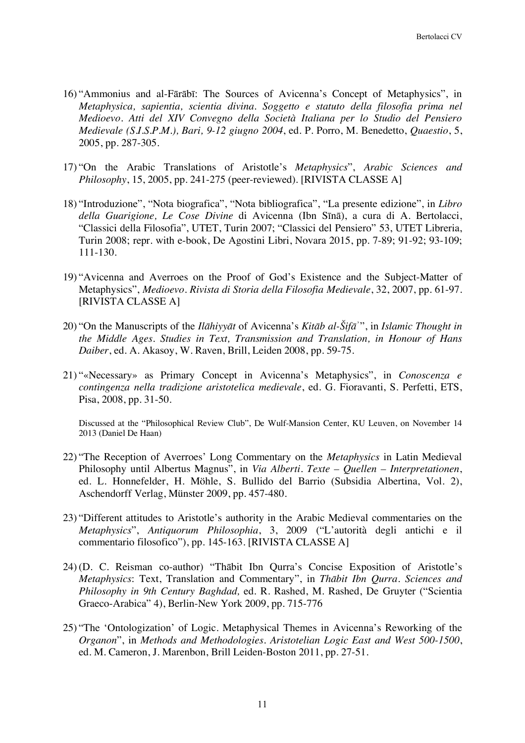16) "Ammonius and al-Fārābī: The Sources of Avicenna's Concept of Metaphysics", in *Metaphysica, sapientia, scientia divina. Soggetto e statuto della filosofia prima nel Medioevo. Atti del XIV Convegno della Società Italiana per lo Studio del Pensiero Medievale (S.I.S.P.M.), Bari, 9-12 giugno 2004*, ed. P. Porro, M. Benedetto, *Quaestio*, 5, 2005, pp. 287-305.

17) "On the Arabic Translations of Aristotle's *Metaphysics*", *Arabic Sciences and Philosophy*, 15, 2005, pp. 241-275 (peer-reviewed). [RIVISTA CLASSE A]

18) "Introduzione", "Nota biografica", "Nota bibliografica", "La presente edizione", in *Libro della Guarigione, Le Cose Divine* di Avicenna (Ibn Sīnā), a cura di A. Bertolacci, "Classici della Filosofia", UTET, Turin 2007; "Classici del Pensiero" 53, UTET Libreria, Turin 2008; repr. with e-book, De Agostini Libri, Novara 2015, pp. 7-89; 91-92; 93-109; 111-130.

19) "Avicenna and Averroes on the Proof of God's Existence and the Subject-Matter of Metaphysics", *Medioevo. Rivista di Storia della Filosofia Medievale*, 32, 2007, pp. 61-97. [RIVISTA CLASSE A]

20) "On the Manuscripts of the *Ilāhiyyāt* of Avicenna's *Kitāb al-Šifāʾ*", in *Islamic Thought in the Middle Ages. Studies in Text, Transmission and Translation, in Honour of Hans Daiber*, ed. A. Akasoy, W. Raven, Brill, Leiden 2008, pp. 59-75.

21) "«Necessary» as Primary Concept in Avicenna's Metaphysics", in *Conoscenza e contingenza nella tradizione aristotelica medievale*, ed. G. Fioravanti, S. Perfetti, ETS, Pisa, 2008, pp. 31-50.

    Discussed at the "Philosophical Review Club", De Wulf-Mansion Center, KU Leuven, on November 14 2013 (Daniel De Haan)

22) "The Reception of Averroes' Long Commentary on the *Metaphysics* in Latin Medieval Philosophy until Albertus Magnus", in *Via Alberti. Texte – Quellen – Interpretationen*, ed. L. Honnefelder, H. Möhle, S. Bullido del Barrio (Subsidia Albertina, Vol. 2), Aschendorff Verlag, Münster 2009, pp. 457-480.

23) "Different attitudes to Aristotle's authority in the Arabic Medieval commentaries on the *Metaphysics*", *Antiquorum Philosophia*, 3, 2009 ("L'autorità degli antichi e il commentario filosofico"), pp. 145-163. [RIVISTA CLASSE A]

24) (D. C. Reisman co-author) "Thābit Ibn Qurra's Concise Exposition of Aristotle's *Metaphysics*: Text, Translation and Commentary", in *Thābit Ibn Qurra. Sciences and Philosophy in 9th Century Baghdad,* ed. R. Rashed, M. Rashed, De Gruyter ("Scientia Graeco-Arabica" 4), Berlin-New York 2009, pp. 715-776

25) "The 'Ontologization' of Logic. Metaphysical Themes in Avicenna's Reworking of the *Organon*", in *Methods and Methodologies. Aristotelian Logic East and West 500-1500*, ed. M. Cameron, J. Marenbon, Brill Leiden-Boston 2011, pp. 27-51.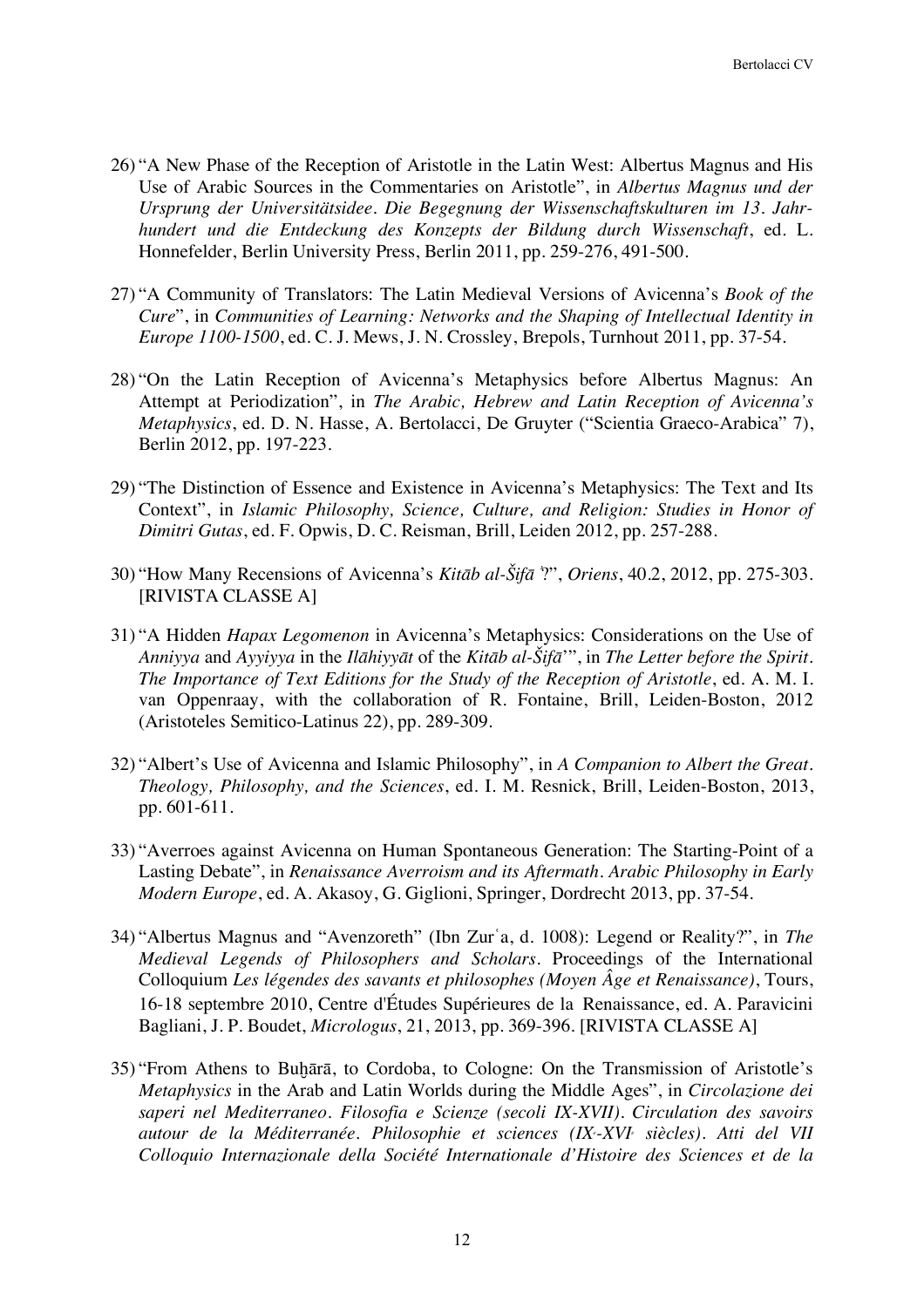26) "A New Phase of the Reception of Aristotle in the Latin West: Albertus Magnus and His Use of Arabic Sources in the Commentaries on Aristotle", in *Albertus Magnus und der Ursprung der Universitätsidee. Die Begegnung der Wissenschaftskulturen im 13. Jahrhundert und die Entdeckung des Konzepts der Bildung durch Wissenschaft*, ed. L. Honnefelder, Berlin University Press, Berlin 2011, pp. 259-276, 491-500.

27) "A Community of Translators: The Latin Medieval Versions of Avicenna's *Book of the Cure*", in *Communities of Learning: Networks and the Shaping of Intellectual Identity in Europe 1100-1500*, ed. C. J. Mews, J. N. Crossley, Brepols, Turnhout 2011, pp. 37-54.

28) "On the Latin Reception of Avicenna's Metaphysics before Albertus Magnus: An Attempt at Periodization", in *The Arabic, Hebrew and Latin Reception of Avicenna's Metaphysics*, ed. D. N. Hasse, A. Bertolacci, De Gruyter ("Scientia Graeco-Arabica" 7), Berlin 2012, pp. 197-223.

29) "The Distinction of Essence and Existence in Avicenna's Metaphysics: The Text and Its Context", in *Islamic Philosophy, Science, Culture, and Religion: Studies in Honor of Dimitri Gutas*, ed. F. Opwis, D. C. Reisman, Brill, Leiden 2012, pp. 257-288.

30) "How Many Recensions of Avicenna's *Kitāb al-Šifāʾ*?", *Oriens*, 40.2, 2012, pp. 275-303. [RIVISTA CLASSE A]

31) "A Hidden *Hapax Legomenon* in Avicenna's Metaphysics: Considerations on the Use of *Anniyya* and *Ayyiyya* in the *Ilāhiyyāt* of the *Kitāb al-Šifāʾ*", in *The Letter before the Spirit. The Importance of Text Editions for the Study of the Reception of Aristotle*, ed. A. M. I. van Oppenraay, with the collaboration of R. Fontaine, Brill, Leiden-Boston, 2012 (Aristoteles Semitico-Latinus 22), pp. 289-309.

32) "Albert's Use of Avicenna and Islamic Philosophy", in *A Companion to Albert the Great. Theology, Philosophy, and the Sciences*, ed. I. M. Resnick, Brill, Leiden-Boston, 2013, pp. 601-611.

33) "Averroes against Avicenna on Human Spontaneous Generation: The Starting-Point of a Lasting Debate", in *Renaissance Averroism and its Aftermath. Arabic Philosophy in Early Modern Europe*, ed. A. Akasoy, G. Giglioni, Springer, Dordrecht 2013, pp. 37-54.

34) "Albertus Magnus and "Avenzoreth" (Ibn Zurʿa, d. 1008): Legend or Reality?", in *The Medieval Legends of Philosophers and Scholars*. Proceedings of the International Colloquium *Les légendes des savants et philosophes (Moyen Âge et Renaissance)*, Tours, 16-18 septembre 2010, Centre d'Études Supérieures de la Renaissance, ed. A. Paravicini Bagliani, J. P. Boudet, *Micrologus*, 21, 2013, pp. 369-396. [RIVISTA CLASSE A]

35) "From Athens to Buḫārā, to Cordoba, to Cologne: On the Transmission of Aristotle's *Metaphysics* in the Arab and Latin Worlds during the Middle Ages", in *Circolazione dei saperi nel Mediterraneo. Filosofia e Scienze (secoli IX-XVII). Circulation des savoirs autour de la Méditerranée. Philosophie et sciences (IXe-XVIe siècles). Atti del VII Colloquio Internazionale della Société Internationale d'Histoire des Sciences et de la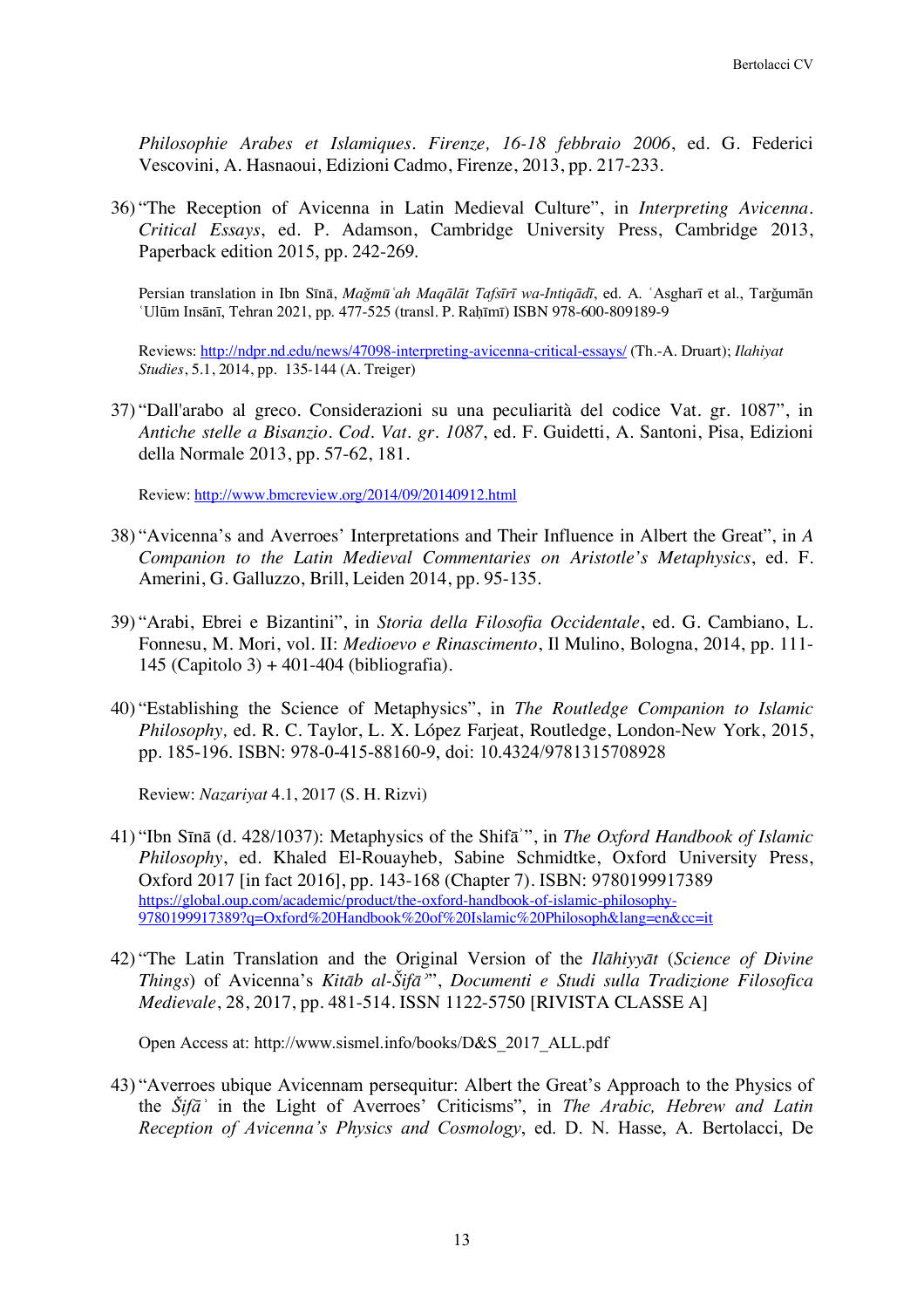*Philosophie Arabes et Islamiques. Firenze, 16-18 febbraio 2006*, ed. G. Federici Vescovini, A. Hasnaoui, Edizioni Cadmo, Firenze, 2013, pp. 217-233.

36) "The Reception of Avicenna in Latin Medieval Culture", in *Interpreting Avicenna. Critical Essays*, ed. P. Adamson, Cambridge University Press, Cambridge 2013, Paperback edition 2015, pp. 242-269.

    Persian translation in Ibn Sīnā, *Mağmūʿah Maqālāt Tafsīrī wa-Intiqādī*, ed. A. ʿAsgharī et al., Tarğumān ʿUlūm Insānī, Tehran 2021, pp. 477-525 (transl. P. Raḥīmī) ISBN 978-600-809189-9

    Reviews: http://ndpr.nd.edu/news/47098-interpreting-avicenna-critical-essays/ (Th.-A. Druart); *Ilahiyat Studies*, 5.1, 2014, pp. 135-144 (A. Treiger)

37) "Dall'arabo al greco. Considerazioni su una peculiarità del codice Vat. gr. 1087", in *Antiche stelle a Bisanzio. Cod. Vat. gr. 1087*, ed. F. Guidetti, A. Santoni, Pisa, Edizioni della Normale 2013, pp. 57-62, 181.

    Review: http://www.bmcreview.org/2014/09/20140912.html

38) "Avicenna's and Averroes' Interpretations and Their Influence in Albert the Great", in *A Companion to the Latin Medieval Commentaries on Aristotle's Metaphysics*, ed. F. Amerini, G. Galluzzo, Brill, Leiden 2014, pp. 95-135.

39) "Arabi, Ebrei e Bizantini", in *Storia della Filosofia Occidentale*, ed. G. Cambiano, L. Fonnesu, M. Mori, vol. II: *Medioevo e Rinascimento*, Il Mulino, Bologna, 2014, pp. 111-145 (Capitolo 3) + 401-404 (bibliografia).

40) "Establishing the Science of Metaphysics", in *The Routledge Companion to Islamic Philosophy,* ed. R. C. Taylor, L. X. López Farjeat, Routledge, London-New York, 2015, pp. 185-196. ISBN: 978-0-415-88160-9, doi: 10.4324/9781315708928

    Review: *Nazariyat* 4.1, 2017 (S. H. Rizvi)

41) "Ibn Sīnā (d. 428/1037): Metaphysics of the Shifāʾ", in *The Oxford Handbook of Islamic Philosophy*, ed. Khaled El-Rouayheb, Sabine Schmidtke, Oxford University Press, Oxford 2017 [in fact 2016], pp. 143-168 (Chapter 7). ISBN: 9780199917389 https://global.oup.com/academic/product/the-oxford-handbook-of-islamic-philosophy-9780199917389?q=Oxford%20Handbook%20of%20Islamic%20Philosoph&lang=en&cc=it

42) "The Latin Translation and the Original Version of the *Ilāhiyyāt* (*Science of Divine Things*) of Avicenna's *Kitāb al-Šifāʾ*", *Documenti e Studi sulla Tradizione Filosofica Medievale*, 28, 2017, pp. 481-514. ISSN 1122-5750 [RIVISTA CLASSE A]

    Open Access at: http://www.sismel.info/books/D&S_2017_ALL.pdf

43) "Averroes ubique Avicennam persequitur: Albert the Great's Approach to the Physics of the *Šifāʾ* in the Light of Averroes' Criticisms", in *The Arabic, Hebrew and Latin Reception of Avicenna's Physics and Cosmology*, ed. D. N. Hasse, A. Bertolacci, De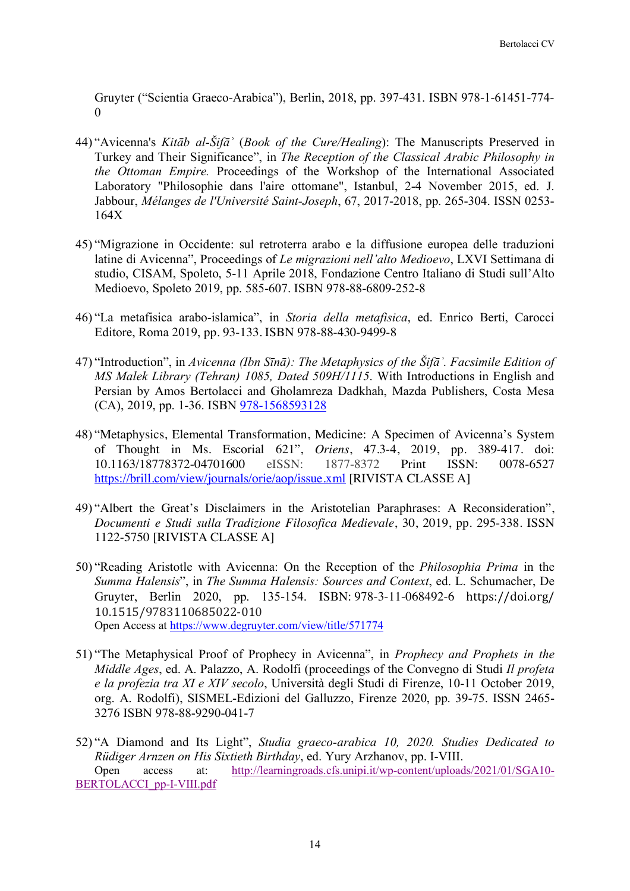Gruyter ("Scientia Graeco-Arabica"), Berlin, 2018, pp. 397-431. ISBN 978-1-61451-774-0

44) "Avicenna's *Kitāb al-Šifāʾ* (*Book of the Cure/Healing*): The Manuscripts Preserved in Turkey and Their Significance", in *The Reception of the Classical Arabic Philosophy in the Ottoman Empire.* Proceedings of the Workshop of the International Associated Laboratory "Philosophie dans l'aire ottomane", Istanbul, 2-4 November 2015, ed. J. Jabbour, *Mélanges de l'Université Saint-Joseph*, 67, 2017-2018, pp. 265-304. ISSN 0253-164X

45) "Migrazione in Occidente: sul retroterra arabo e la diffusione europea delle traduzioni latine di Avicenna", Proceedings of *Le migrazioni nell'alto Medioevo*, LXVI Settimana di studio, CISAM, Spoleto, 5-11 Aprile 2018, Fondazione Centro Italiano di Studi sull'Alto Medioevo, Spoleto 2019, pp. 585-607. ISBN 978-88-6809-252-8

46) "La metafisica arabo-islamica", in *Storia della metafisica*, ed. Enrico Berti, Carocci Editore, Roma 2019, pp. 93-133. ISBN 978-88-430-9499-8

47) "Introduction", in *Avicenna (Ibn Sīnā): The Metaphysics of the Šifāʾ. Facsimile Edition of MS Malek Library (Tehran) 1085, Dated 509H/1115*. With Introductions in English and Persian by Amos Bertolacci and Gholamreza Dadkhah, Mazda Publishers, Costa Mesa (CA), 2019, pp. 1-36. ISBN 978-1568593128

48) "Metaphysics, Elemental Transformation, Medicine: A Specimen of Avicenna's System of Thought in Ms. Escorial 621", *Oriens*, 47.3-4, 2019, pp. 389-417. doi: 10.1163/18778372-04701600 eISSN: 1877-8372 Print ISSN: 0078-6527 https://brill.com/view/journals/orie/aop/issue.xml [RIVISTA CLASSE A]

49) "Albert the Great's Disclaimers in the Aristotelian Paraphrases: A Reconsideration", *Documenti e Studi sulla Tradizione Filosofica Medievale*, 30, 2019, pp. 295-338. ISSN 1122-5750 [RIVISTA CLASSE A]

50) "Reading Aristotle with Avicenna: On the Reception of the *Philosophia Prima* in the *Summa Halensis*", in *The Summa Halensis: Sources and Context*, ed. L. Schumacher, De Gruyter, Berlin 2020, pp. 135-154. ISBN: 978-3-11-068492-6 https://doi.org/10.1515/9783110685022-010
Open Access at https://www.degruyter.com/view/title/571774

51) "The Metaphysical Proof of Prophecy in Avicenna", in *Prophecy and Prophets in the Middle Ages*, ed. A. Palazzo, A. Rodolfi (proceedings of the Convegno di Studi *Il profeta e la profezia tra XI e XIV secolo*, Università degli Studi di Firenze, 10-11 October 2019, org. A. Rodolfi), SISMEL-Edizioni del Galluzzo, Firenze 2020, pp. 39-75. ISSN 2465-3276 ISBN 978-88-9290-041-7

52) "A Diamond and Its Light", *Studia graeco-arabica 10, 2020. Studies Dedicated to Rüdiger Arnzen on His Sixtieth Birthday*, ed. Yury Arzhanov, pp. I-VIII.
Open access at: http://learningroads.cfs.unipi.it/wp-content/uploads/2021/01/SGA10-BERTOLACCI_pp-I-VIII.pdf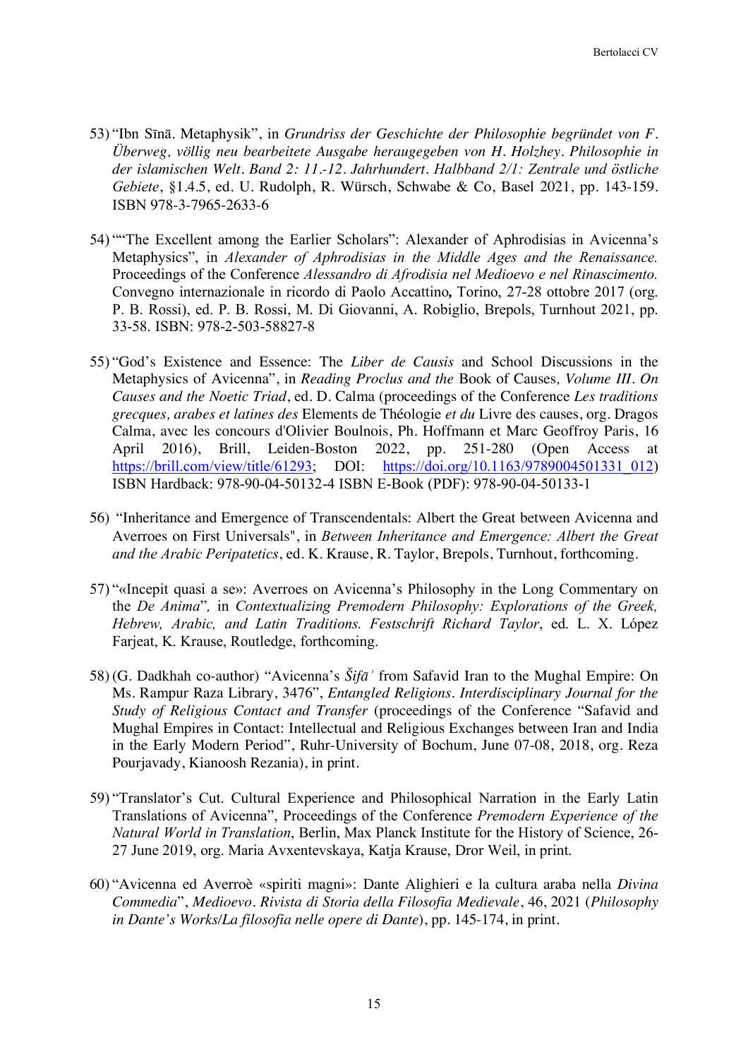53) "Ibn Sīnā. Metaphysik", in *Grundriss der Geschichte der Philosophie begründet von F. Überweg, völlig neu bearbeitete Ausgabe herausgegeben von H. Holzhey. Philosophie in der islamischen Welt. Band 2: 11.-12. Jahrhundert. Halbband 2/1: Zentrale und östliche Gebiete*, §1.4.5, ed. U. Rudolph, R. Würsch, Schwabe & Co, Basel 2021, pp. 143-159. ISBN 978-3-7965-2633-6

54) ""The Excellent among the Earlier Scholars": Alexander of Aphrodisias in Avicenna's Metaphysics", in *Alexander of Aphrodisias in the Middle Ages and the Renaissance.* Proceedings of the Conference *Alessandro di Afrodisia nel Medioevo e nel Rinascimento.* Convegno internazionale in ricordo di Paolo Accattino**,** Torino, 27-28 ottobre 2017 (org. P. B. Rossi), ed. P. B. Rossi, M. Di Giovanni, A. Robiglio, Brepols, Turnhout 2021, pp. 33-58. ISBN: 978-2-503-58827-8

55) "God's Existence and Essence: The *Liber de Causis* and School Discussions in the Metaphysics of Avicenna", in *Reading Proclus and the* Book of Causes*, Volume III. On Causes and the Noetic Triad*, ed. D. Calma (proceedings of the Conference *Les traditions grecques, arabes et latines des* Elements de Théologie *et du* Livre des causes, org. Dragos Calma, avec les concours d'Olivier Boulnois, Ph. Hoffmann et Marc Geoffroy Paris, 16 April 2016), Brill, Leiden-Boston 2022, pp. 251-280 (Open Access at https://brill.com/view/title/61293; DOI: https://doi.org/10.1163/9789004501331_012) ISBN Hardback: 978-90-04-50132-4 ISBN E-Book (PDF): 978-90-04-50133-1

56) "Inheritance and Emergence of Transcendentals: Albert the Great between Avicenna and Averroes on First Universals", in *Between Inheritance and Emergence: Albert the Great and the Arabic Peripatetics*, ed. K. Krause, R. Taylor, Brepols, Turnhout, forthcoming.

57) "«Incepit quasi a se»: Averroes on Avicenna's Philosophy in the Long Commentary on the *De Anima*", in *Contextualizing Premodern Philosophy: Explorations of the Greek, Hebrew, Arabic, and Latin Traditions. Festschrift Richard Taylor*, ed. L. X. López Farjeat, K. Krause, Routledge, forthcoming.

58) (G. Dadkhah co-author) "Avicenna's *Šifāʾ* from Safavid Iran to the Mughal Empire: On Ms. Rampur Raza Library, 3476", *Entangled Religions. Interdisciplinary Journal for the Study of Religious Contact and Transfer* (proceedings of the Conference "Safavid and Mughal Empires in Contact: Intellectual and Religious Exchanges between Iran and India in the Early Modern Period", Ruhr-University of Bochum, June 07-08, 2018, org. Reza Pourjavady, Kianoosh Rezania), in print.

59) "Translator's Cut. Cultural Experience and Philosophical Narration in the Early Latin Translations of Avicenna", Proceedings of the Conference *Premodern Experience of the Natural World in Translation*, Berlin, Max Planck Institute for the History of Science, 26-27 June 2019, org. Maria Avxentevskaya, Katja Krause, Dror Weil, in print.

60) "Avicenna ed Averroè «spiriti magni»: Dante Alighieri e la cultura araba nella *Divina Commedia*", *Medioevo. Rivista di Storia della Filosofia Medievale*, 46, 2021 (*Philosophy in Dante's Works/La filosofia nelle opere di Dante*), pp. 145-174, in print.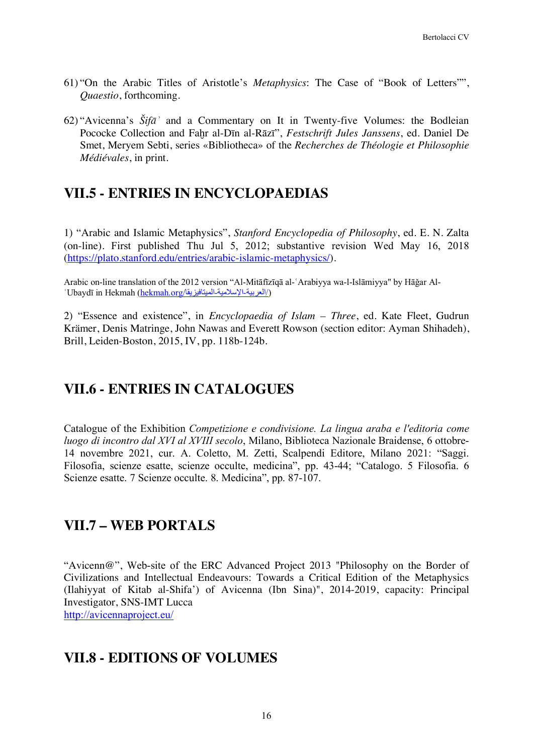61) "On the Arabic Titles of Aristotle's *Metaphysics*: The Case of "Book of Letters"", *Quaestio*, forthcoming.

62) "Avicenna's *Šifāʾ* and a Commentary on It in Twenty-five Volumes: the Bodleian Pococke Collection and Faḫr al-Dīn al-Rāzī", *Festschrift Jules Janssens*, ed. Daniel De Smet, Meryem Sebti, series «Bibliotheca» of the *Recherches de Théologie et Philosophie Médiévales*, in print.

## VII.5 - ENTRIES IN ENCYCLOPAEDIAS

1) "Arabic and Islamic Metaphysics", *Stanford Encyclopedia of Philosophy*, ed. E. N. Zalta (on-line). First published Thu Jul 5, 2012; substantive revision Wed May 16, 2018 (https://plato.stanford.edu/entries/arabic-islamic-metaphysics/).

Arabic on-line translation of the 2012 version "Al-Mitāfīzīqā al-ʿArabiyya wa-l-Islāmiyya" by Hāğar Al-ʿUbaydī in Hekmah (hekmah.org/العربية-الإسلامية-الميتافيزيقا/)

2) "Essence and existence", in *Encyclopaedia of Islam – Three*, ed. Kate Fleet, Gudrun Krämer, Denis Matringe, John Nawas and Everett Rowson (section editor: Ayman Shihadeh), Brill, Leiden-Boston, 2015, IV, pp. 118b-124b.

## VII.6 - ENTRIES IN CATALOGUES

Catalogue of the Exhibition *Competizione e condivisione. La lingua araba e l'editoria come luogo di incontro dal XVI al XVIII secolo*, Milano, Biblioteca Nazionale Braidense, 6 ottobre-14 novembre 2021, cur. A. Coletto, M. Zetti, Scalpendi Editore, Milano 2021: "Saggi. Filosofia, scienze esatte, scienze occulte, medicina", pp. 43-44; "Catalogo. 5 Filosofia. 6 Scienze esatte. 7 Scienze occulte. 8. Medicina", pp. 87-107.

## VII.7 – WEB PORTALS

"Avicenn@", Web-site of the ERC Advanced Project 2013 "Philosophy on the Border of Civilizations and Intellectual Endeavours: Towards a Critical Edition of the Metaphysics (Ilahiyyat of Kitab al-Shifa') of Avicenna (Ibn Sina)", 2014-2019, capacity: Principal Investigator, SNS-IMT Lucca
http://avicennaproject.eu/

## VII.8 - EDITIONS OF VOLUMES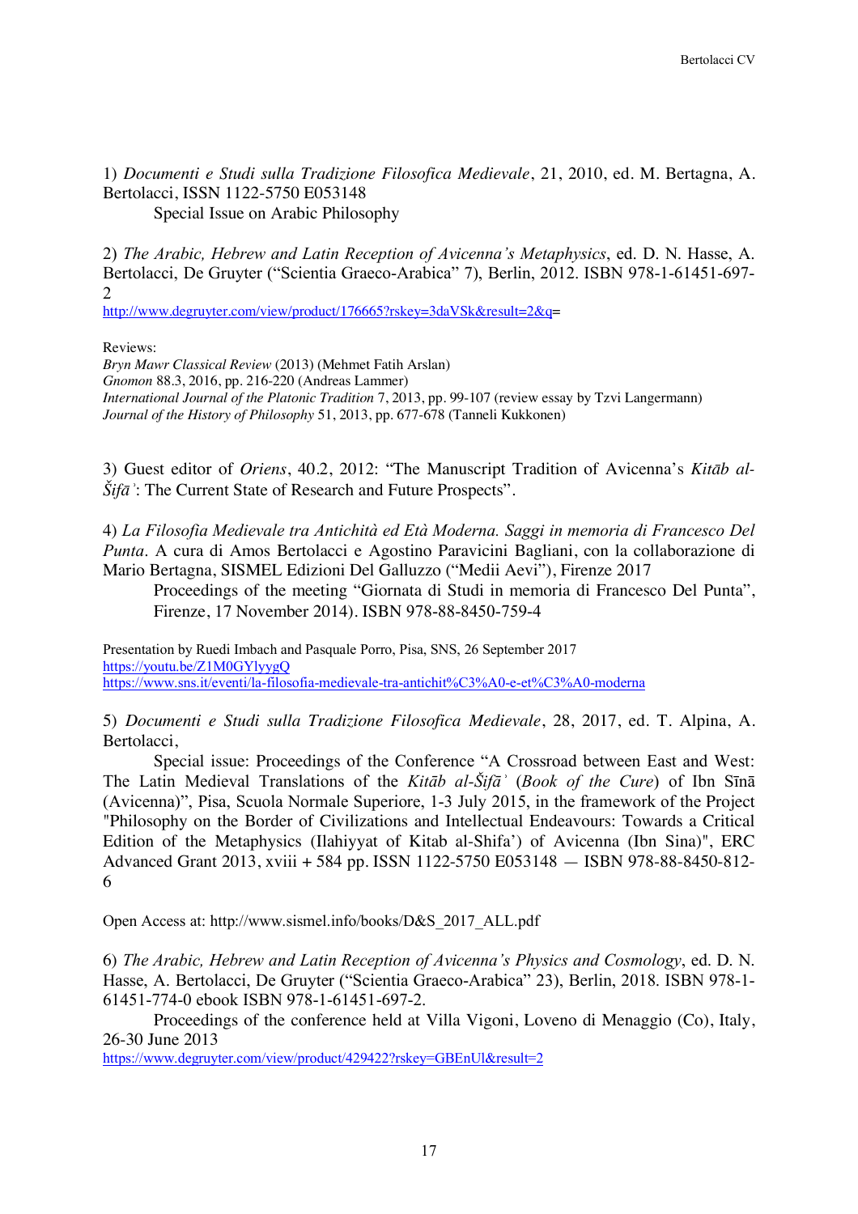1) *Documenti e Studi sulla Tradizione Filosofica Medievale*, 21, 2010, ed. M. Bertagna, A. Bertolacci, ISSN 1122-5750 E053148

Special Issue on Arabic Philosophy

2) *The Arabic, Hebrew and Latin Reception of Avicenna's Metaphysics*, ed. D. N. Hasse, A. Bertolacci, De Gruyter ("Scientia Graeco-Arabica" 7), Berlin, 2012. ISBN 978-1-61451-697-2

http://www.degruyter.com/view/product/176665?rskey=3daVSk&result=2&q=

Reviews:
*Bryn Mawr Classical Review* (2013) (Mehmet Fatih Arslan)
*Gnomon* 88.3, 2016, pp. 216-220 (Andreas Lammer)
*International Journal of the Platonic Tradition* 7, 2013, pp. 99-107 (review essay by Tzvi Langermann)
*Journal of the History of Philosophy* 51, 2013, pp. 677-678 (Tanneli Kukkonen)

3) Guest editor of *Oriens*, 40.2, 2012: "The Manuscript Tradition of Avicenna's *Kitāb al-Šifāʾ*: The Current State of Research and Future Prospects".

4) *La Filosofia Medievale tra Antichità ed Età Moderna. Saggi in memoria di Francesco Del Punta*. A cura di Amos Bertolacci e Agostino Paravicini Bagliani, con la collaborazione di Mario Bertagna, SISMEL Edizioni Del Galluzzo ("Medii Aevi"), Firenze 2017

Proceedings of the meeting "Giornata di Studi in memoria di Francesco Del Punta", Firenze, 17 November 2014). ISBN 978-88-8450-759-4

Presentation by Ruedi Imbach and Pasquale Porro, Pisa, SNS, 26 September 2017
https://youtu.be/Z1M0GYlyygQ
https://www.sns.it/eventi/la-filosofia-medievale-tra-antichit%C3%A0-e-et%C3%A0-moderna

5) *Documenti e Studi sulla Tradizione Filosofica Medievale*, 28, 2017, ed. T. Alpina, A. Bertolacci,

Special issue: Proceedings of the Conference "A Crossroad between East and West: The Latin Medieval Translations of the *Kitāb al-Šifāʾ* (*Book of the Cure*) of Ibn Sīnā (Avicenna)", Pisa, Scuola Normale Superiore, 1-3 July 2015, in the framework of the Project "Philosophy on the Border of Civilizations and Intellectual Endeavours: Towards a Critical Edition of the Metaphysics (Ilahiyyat of Kitab al-Shifa') of Avicenna (Ibn Sina)", ERC Advanced Grant 2013, xviii + 584 pp. ISSN 1122-5750 E053148 — ISBN 978-88-8450-812-6

Open Access at: http://www.sismel.info/books/D&S_2017_ALL.pdf

6) *The Arabic, Hebrew and Latin Reception of Avicenna's Physics and Cosmology*, ed. D. N. Hasse, A. Bertolacci, De Gruyter ("Scientia Graeco-Arabica" 23), Berlin, 2018. ISBN 978-1-61451-774-0 ebook ISBN 978-1-61451-697-2.

Proceedings of the conference held at Villa Vigoni, Loveno di Menaggio (Co), Italy, 26-30 June 2013

https://www.degruyter.com/view/product/429422?rskey=GBEnUl&result=2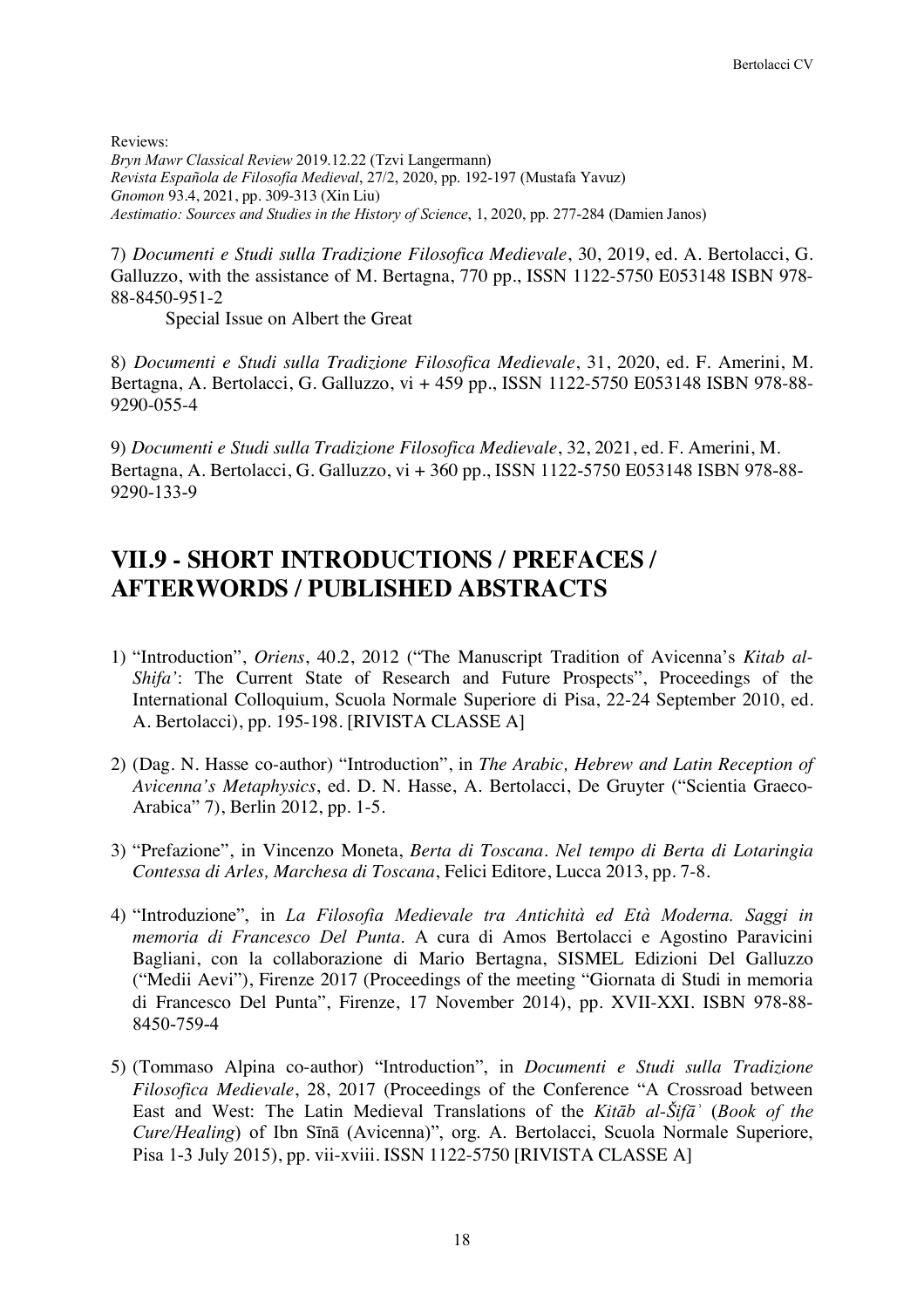Reviews:
*Bryn Mawr Classical Review* 2019.12.22 (Tzvi Langermann)
*Revista Española de Filosofía Medieval*, 27/2, 2020, pp. 192-197 (Mustafa Yavuz)
*Gnomon* 93.4, 2021, pp. 309-313 (Xin Liu)
*Aestimatio: Sources and Studies in the History of Science*, 1, 2020, pp. 277-284 (Damien Janos)

7) *Documenti e Studi sulla Tradizione Filosofica Medievale*, 30, 2019, ed. A. Bertolacci, G. Galluzzo, with the assistance of M. Bertagna, 770 pp., ISSN 1122-5750 E053148 ISBN 978-88-8450-951-2

Special Issue on Albert the Great

8) *Documenti e Studi sulla Tradizione Filosofica Medievale*, 31, 2020, ed. F. Amerini, M. Bertagna, A. Bertolacci, G. Galluzzo, vi + 459 pp., ISSN 1122-5750 E053148 ISBN 978-88-9290-055-4

9) *Documenti e Studi sulla Tradizione Filosofica Medievale*, 32, 2021, ed. F. Amerini, M. Bertagna, A. Bertolacci, G. Galluzzo, vi + 360 pp., ISSN 1122-5750 E053148 ISBN 978-88-9290-133-9

## VII.9 - SHORT INTRODUCTIONS / PREFACES / AFTERWORDS / PUBLISHED ABSTRACTS

1) "Introduction", *Oriens*, 40.2, 2012 ("The Manuscript Tradition of Avicenna's *Kitab al-Shifa'*: The Current State of Research and Future Prospects", Proceedings of the International Colloquium, Scuola Normale Superiore di Pisa, 22-24 September 2010, ed. A. Bertolacci), pp. 195-198. [RIVISTA CLASSE A]

2) (Dag. N. Hasse co-author) "Introduction", in *The Arabic, Hebrew and Latin Reception of Avicenna's Metaphysics*, ed. D. N. Hasse, A. Bertolacci, De Gruyter ("Scientia Graeco-Arabica" 7), Berlin 2012, pp. 1-5.

3) "Prefazione", in Vincenzo Moneta, *Berta di Toscana. Nel tempo di Berta di Lotaringia Contessa di Arles, Marchesa di Toscana*, Felici Editore, Lucca 2013, pp. 7-8.

4) "Introduzione", in *La Filosofia Medievale tra Antichità ed Età Moderna. Saggi in memoria di Francesco Del Punta*. A cura di Amos Bertolacci e Agostino Paravicini Bagliani, con la collaborazione di Mario Bertagna, SISMEL Edizioni Del Galluzzo ("Medii Aevi"), Firenze 2017 (Proceedings of the meeting "Giornata di Studi in memoria di Francesco Del Punta", Firenze, 17 November 2014), pp. XVII-XXI. ISBN 978-88-8450-759-4

5) (Tommaso Alpina co-author) "Introduction", in *Documenti e Studi sulla Tradizione Filosofica Medievale*, 28, 2017 (Proceedings of the Conference "A Crossroad between East and West: The Latin Medieval Translations of the *Kitāb al-Šifāʾ* (*Book of the Cure/Healing*) of Ibn Sīnā (Avicenna)", org. A. Bertolacci, Scuola Normale Superiore, Pisa 1-3 July 2015), pp. vii-xviii. ISSN 1122-5750 [RIVISTA CLASSE A]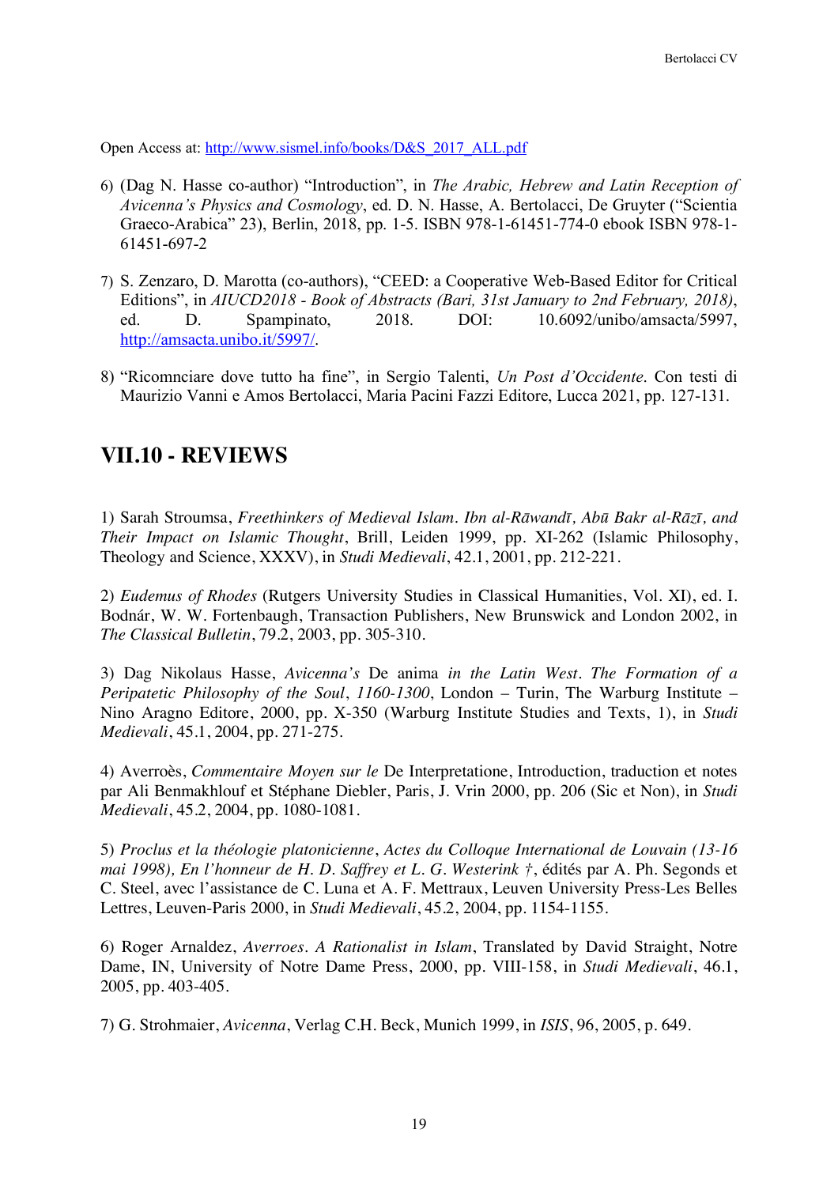Open Access at: http://www.sismel.info/books/D&S_2017_ALL.pdf

6) (Dag N. Hasse co-author) "Introduction", in *The Arabic, Hebrew and Latin Reception of Avicenna's Physics and Cosmology*, ed. D. N. Hasse, A. Bertolacci, De Gruyter ("Scientia Graeco-Arabica" 23), Berlin, 2018, pp. 1-5. ISBN 978-1-61451-774-0 ebook ISBN 978-1-61451-697-2

7) S. Zenzaro, D. Marotta (co-authors), "CEED: a Cooperative Web-Based Editor for Critical Editions", in *AIUCD2018 - Book of Abstracts (Bari, 31st January to 2nd February, 2018)*, ed. D. Spampinato, 2018. DOI: 10.6092/unibo/amsacta/5997, http://amsacta.unibo.it/5997/.

8) "Ricomnciare dove tutto ha fine", in Sergio Talenti, *Un Post d'Occidente*. Con testi di Maurizio Vanni e Amos Bertolacci, Maria Pacini Fazzi Editore, Lucca 2021, pp. 127-131.

## VII.10 - REVIEWS

1) Sarah Stroumsa, *Freethinkers of Medieval Islam. Ibn al-Rāwandī, Abū Bakr al-Rāzī, and Their Impact on Islamic Thought*, Brill, Leiden 1999, pp. XI-262 (Islamic Philosophy, Theology and Science, XXXV), in *Studi Medievali*, 42.1, 2001, pp. 212-221.

2) *Eudemus of Rhodes* (Rutgers University Studies in Classical Humanities, Vol. XI), ed. I. Bodnár, W. W. Fortenbaugh, Transaction Publishers, New Brunswick and London 2002, in *The Classical Bulletin*, 79.2, 2003, pp. 305-310.

3) Dag Nikolaus Hasse, *Avicenna's* De anima *in the Latin West. The Formation of a Peripatetic Philosophy of the Soul, 1160-1300*, London – Turin, The Warburg Institute – Nino Aragno Editore, 2000, pp. X-350 (Warburg Institute Studies and Texts, 1), in *Studi Medievali*, 45.1, 2004, pp. 271-275.

4) Averroès, *Commentaire Moyen sur le* De Interpretatione, Introduction, traduction et notes par Ali Benmakhlouf et Stéphane Diebler, Paris, J. Vrin 2000, pp. 206 (Sic et Non), in *Studi Medievali*, 45.2, 2004, pp. 1080-1081.

5) *Proclus et la théologie platonicienne*, *Actes du Colloque International de Louvain (13-16 mai 1998), En l'honneur de H. D. Saffrey et L. G. Westerink †*, édités par A. Ph. Segonds et C. Steel, avec l'assistance de C. Luna et A. F. Mettraux, Leuven University Press-Les Belles Lettres, Leuven-Paris 2000, in *Studi Medievali*, 45.2, 2004, pp. 1154-1155.

6) Roger Arnaldez, *Averroes. A Rationalist in Islam*, Translated by David Straight, Notre Dame, IN, University of Notre Dame Press, 2000, pp. VIII-158, in *Studi Medievali*, 46.1, 2005, pp. 403-405.

7) G. Strohmaier, *Avicenna*, Verlag C.H. Beck, Munich 1999, in *ISIS*, 96, 2005, p. 649.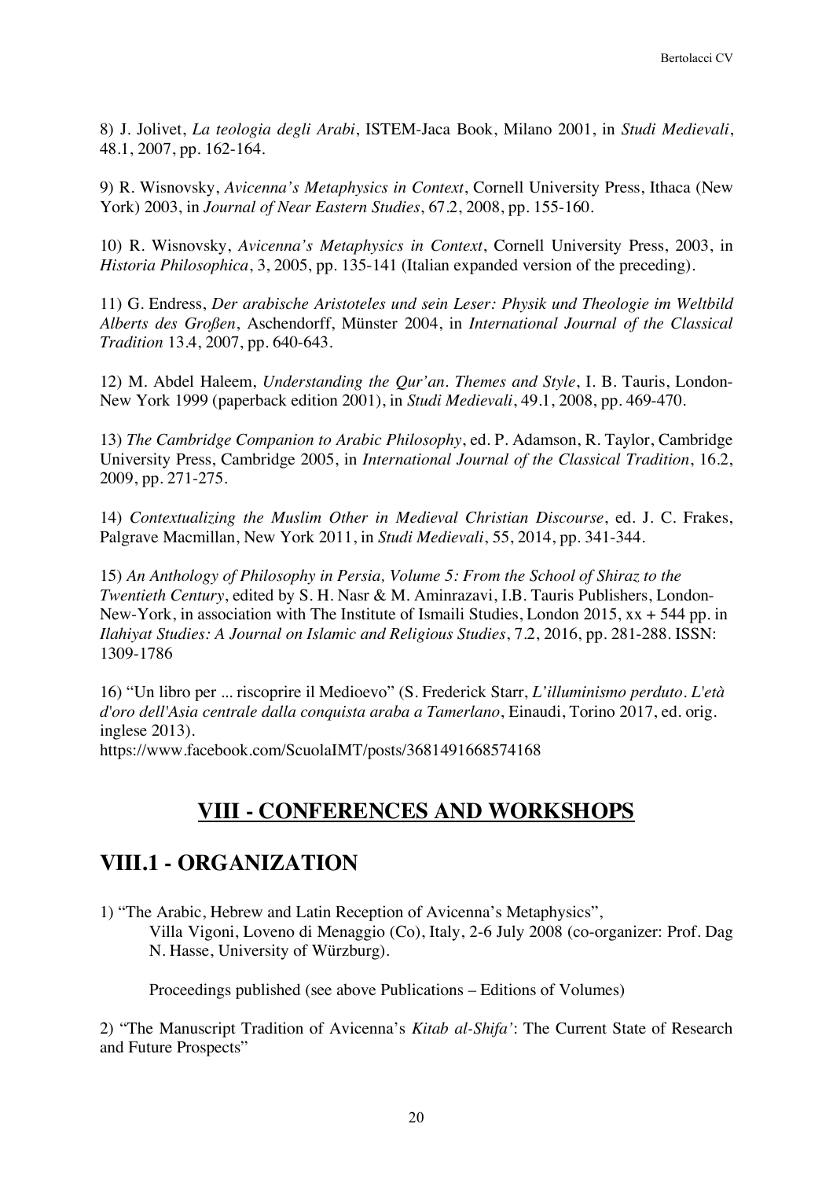8) J. Jolivet, *La teologia degli Arabi*, ISTEM-Jaca Book, Milano 2001, in *Studi Medievali*, 48.1, 2007, pp. 162-164.

9) R. Wisnovsky, *Avicenna's Metaphysics in Context*, Cornell University Press, Ithaca (New York) 2003, in *Journal of Near Eastern Studies*, 67.2, 2008, pp. 155-160.

10) R. Wisnovsky, *Avicenna's Metaphysics in Context*, Cornell University Press, 2003, in *Historia Philosophica*, 3, 2005, pp. 135-141 (Italian expanded version of the preceding).

11) G. Endress, *Der arabische Aristoteles und sein Leser: Physik und Theologie im Weltbild Alberts des Großen*, Aschendorff, Münster 2004, in *International Journal of the Classical Tradition* 13.4, 2007, pp. 640-643.

12) M. Abdel Haleem, *Understanding the Qur'an. Themes and Style*, I. B. Tauris, London-New York 1999 (paperback edition 2001), in *Studi Medievali*, 49.1, 2008, pp. 469-470.

13) *The Cambridge Companion to Arabic Philosophy*, ed. P. Adamson, R. Taylor, Cambridge University Press, Cambridge 2005, in *International Journal of the Classical Tradition*, 16.2, 2009, pp. 271-275.

14) *Contextualizing the Muslim Other in Medieval Christian Discourse*, ed. J. C. Frakes, Palgrave Macmillan, New York 2011, in *Studi Medievali*, 55, 2014, pp. 341-344.

15) *An Anthology of Philosophy in Persia, Volume 5: From the School of Shiraz to the Twentieth Century*, edited by S. H. Nasr & M. Aminrazavi, I.B. Tauris Publishers, London-New-York, in association with The Institute of Ismaili Studies, London 2015, xx + 544 pp. in *Ilahiyat Studies: A Journal on Islamic and Religious Studies*, 7.2, 2016, pp. 281-288. ISSN: 1309-1786

16) "Un libro per ... riscoprire il Medioevo" (S. Frederick Starr, *L'illuminismo perduto. L'età d'oro dell'Asia centrale dalla conquista araba a Tamerlano*, Einaudi, Torino 2017, ed. orig. inglese 2013).
https://www.facebook.com/ScuolaIMT/posts/3681491668574168

# VIII - CONFERENCES AND WORKSHOPS

## VIII.1 - ORGANIZATION

1) "The Arabic, Hebrew and Latin Reception of Avicenna's Metaphysics",
Villa Vigoni, Loveno di Menaggio (Co), Italy, 2-6 July 2008 (co-organizer: Prof. Dag N. Hasse, University of Würzburg).

Proceedings published (see above Publications – Editions of Volumes)

2) "The Manuscript Tradition of Avicenna's *Kitab al-Shifa'*: The Current State of Research and Future Prospects"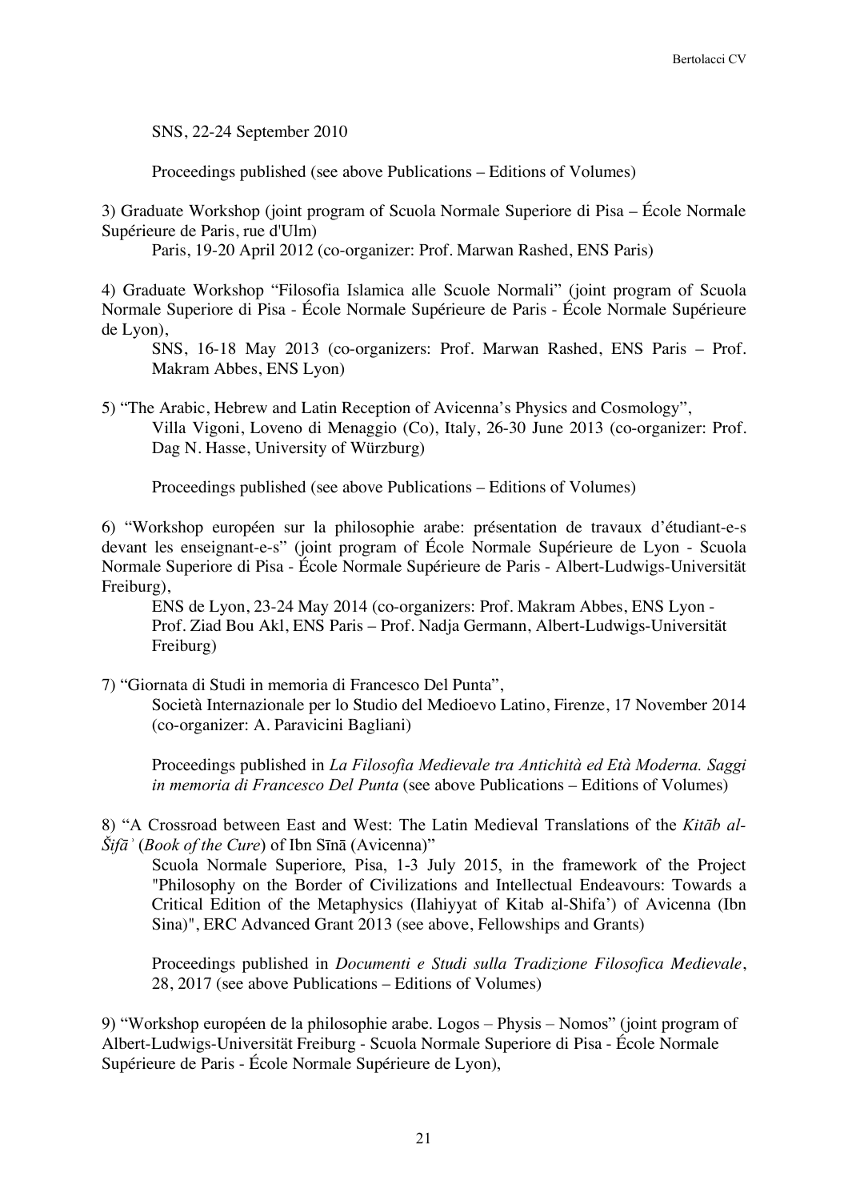SNS, 22-24 September 2010

Proceedings published (see above Publications – Editions of Volumes)

3) Graduate Workshop (joint program of Scuola Normale Superiore di Pisa – École Normale Supérieure de Paris, rue d'Ulm)

Paris, 19-20 April 2012 (co-organizer: Prof. Marwan Rashed, ENS Paris)

4) Graduate Workshop "Filosofia Islamica alle Scuole Normali" (joint program of Scuola Normale Superiore di Pisa - École Normale Supérieure de Paris - École Normale Supérieure de Lyon),

SNS, 16-18 May 2013 (co-organizers: Prof. Marwan Rashed, ENS Paris – Prof. Makram Abbes, ENS Lyon)

5) "The Arabic, Hebrew and Latin Reception of Avicenna's Physics and Cosmology",

Villa Vigoni, Loveno di Menaggio (Co), Italy, 26-30 June 2013 (co-organizer: Prof. Dag N. Hasse, University of Würzburg)

Proceedings published (see above Publications – Editions of Volumes)

6) "Workshop européen sur la philosophie arabe: présentation de travaux d'étudiant-e-s devant les enseignant-e-s" (joint program of École Normale Supérieure de Lyon - Scuola Normale Superiore di Pisa - École Normale Supérieure de Paris - Albert-Ludwigs-Universität Freiburg),

ENS de Lyon, 23-24 May 2014 (co-organizers: Prof. Makram Abbes, ENS Lyon - Prof. Ziad Bou Akl, ENS Paris – Prof. Nadja Germann, Albert-Ludwigs-Universität Freiburg)

7) "Giornata di Studi in memoria di Francesco Del Punta",

Società Internazionale per lo Studio del Medioevo Latino, Firenze, 17 November 2014 (co-organizer: A. Paravicini Bagliani)

Proceedings published in *La Filosofia Medievale tra Antichità ed Età Moderna. Saggi in memoria di Francesco Del Punta* (see above Publications – Editions of Volumes)

8) "A Crossroad between East and West: The Latin Medieval Translations of the *Kitāb al-Šifāʾ* (*Book of the Cure*) of Ibn Sīnā (Avicenna)"

Scuola Normale Superiore, Pisa, 1-3 July 2015, in the framework of the Project "Philosophy on the Border of Civilizations and Intellectual Endeavours: Towards a Critical Edition of the Metaphysics (Ilahiyyat of Kitab al-Shifa') of Avicenna (Ibn Sina)", ERC Advanced Grant 2013 (see above, Fellowships and Grants)

Proceedings published in *Documenti e Studi sulla Tradizione Filosofica Medievale*, 28, 2017 (see above Publications – Editions of Volumes)

9) "Workshop européen de la philosophie arabe. Logos – Physis – Nomos" (joint program of Albert-Ludwigs-Universität Freiburg - Scuola Normale Superiore di Pisa - École Normale Supérieure de Paris - École Normale Supérieure de Lyon),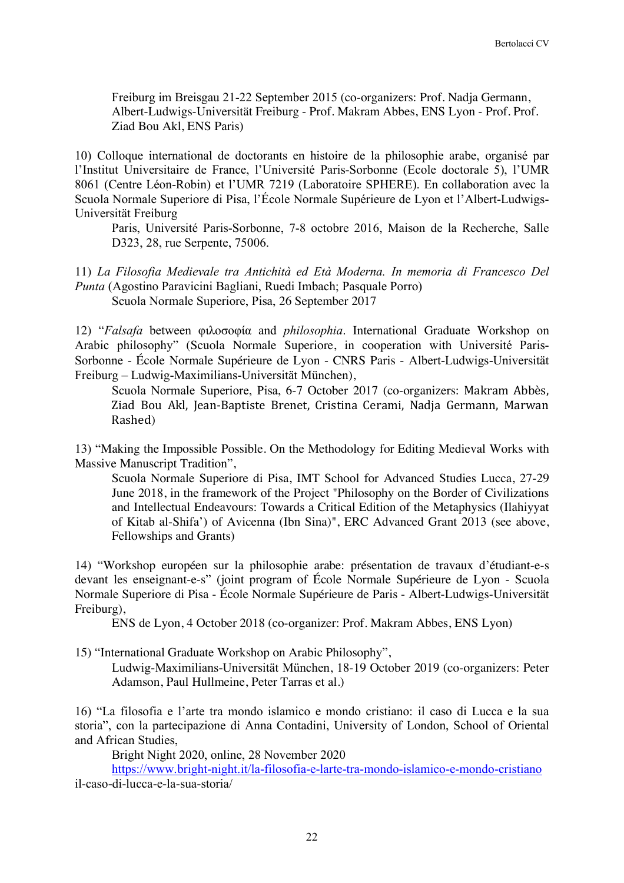Freiburg im Breisgau 21-22 September 2015 (co-organizers: Prof. Nadja Germann, Albert-Ludwigs-Universität Freiburg - Prof. Makram Abbes, ENS Lyon - Prof. Prof. Ziad Bou Akl, ENS Paris)

10) Colloque international de doctorants en histoire de la philosophie arabe, organisé par l'Institut Universitaire de France, l'Université Paris-Sorbonne (Ecole doctorale 5), l'UMR 8061 (Centre Léon-Robin) et l'UMR 7219 (Laboratoire SPHERE). En collaboration avec la Scuola Normale Superiore di Pisa, l'École Normale Supérieure de Lyon et l'Albert-Ludwigs-Universität Freiburg

Paris, Université Paris-Sorbonne, 7-8 octobre 2016, Maison de la Recherche, Salle D323, 28, rue Serpente, 75006.

11) *La Filosofia Medievale tra Antichità ed Età Moderna. In memoria di Francesco Del Punta* (Agostino Paravicini Bagliani, Ruedi Imbach; Pasquale Porro)

Scuola Normale Superiore, Pisa, 26 September 2017

12) "*Falsafa* between φιλοσοφία and *philosophia*. International Graduate Workshop on Arabic philosophy" (Scuola Normale Superiore, in cooperation with Université Paris-Sorbonne - École Normale Supérieure de Lyon - CNRS Paris - Albert-Ludwigs-Universität Freiburg – Ludwig-Maximilians-Universität München),

Scuola Normale Superiore, Pisa, 6-7 October 2017 (co-organizers: Makram Abbès, Ziad Bou Akl, Jean-Baptiste Brenet, Cristina Cerami, Nadja Germann, Marwan Rashed)

13) "Making the Impossible Possible. On the Methodology for Editing Medieval Works with Massive Manuscript Tradition",

Scuola Normale Superiore di Pisa, IMT School for Advanced Studies Lucca, 27-29 June 2018, in the framework of the Project "Philosophy on the Border of Civilizations and Intellectual Endeavours: Towards a Critical Edition of the Metaphysics (Ilahiyyat of Kitab al-Shifa') of Avicenna (Ibn Sina)", ERC Advanced Grant 2013 (see above, Fellowships and Grants)

14) "Workshop européen sur la philosophie arabe: présentation de travaux d'étudiant-e-s devant les enseignant-e-s" (joint program of École Normale Supérieure de Lyon - Scuola Normale Superiore di Pisa - École Normale Supérieure de Paris - Albert-Ludwigs-Universität Freiburg),

ENS de Lyon, 4 October 2018 (co-organizer: Prof. Makram Abbes, ENS Lyon)

15) "International Graduate Workshop on Arabic Philosophy",

Ludwig-Maximilians-Universität München, 18-19 October 2019 (co-organizers: Peter Adamson, Paul Hullmeine, Peter Tarras et al.)

16) "La filosofia e l'arte tra mondo islamico e mondo cristiano: il caso di Lucca e la sua storia", con la partecipazione di Anna Contadini, University of London, School of Oriental and African Studies,

Bright Night 2020, online, 28 November 2020

https://www.bright-night.it/la-filosofia-e-larte-tra-mondo-islamico-e-mondo-cristiano il-caso-di-lucca-e-la-sua-storia/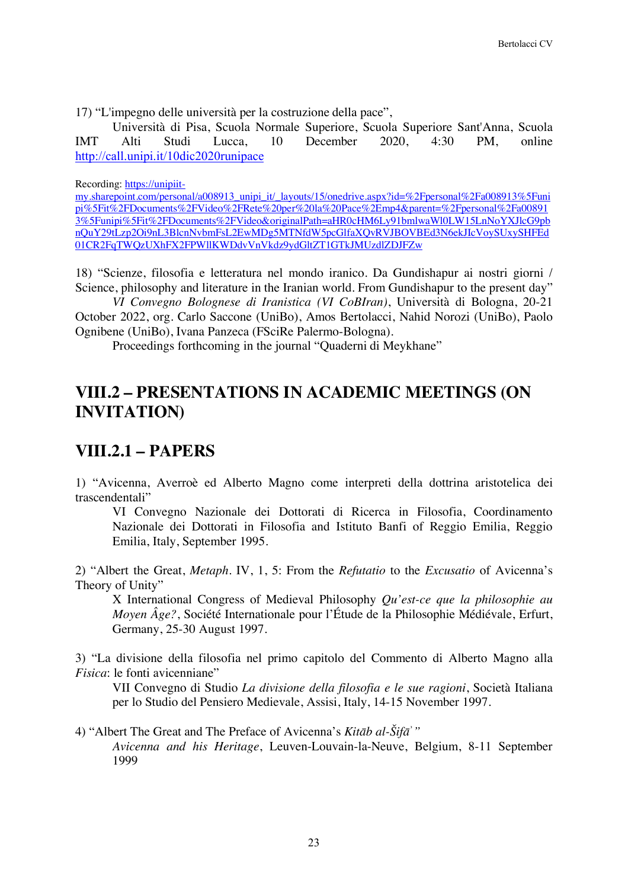17) "L'impegno delle università per la costruzione della pace",

Università di Pisa, Scuola Normale Superiore, Scuola Superiore Sant'Anna, Scuola IMT Alti Studi Lucca, 10 December 2020, 4:30 PM, online http://call.unipi.it/10dic2020runipace

Recording: https://unipiit-my.sharepoint.com/personal/a008913_unipi_it/_layouts/15/onedrive.aspx?id=%2Fpersonal%2Fa008913%5Funipi%5Fit%2FDocuments%2FVideo%2FRete%20per%20la%20Pace%2Emp4&parent=%2Fpersonal%2Fa008913%5Funipi%5Fit%2FDocuments%2FVideo&originalPath=aHR0cHM6Ly91bmlwaWl0LW15LnNoYXJlcG9pbnQuY29tLzp2Oi9nL3BlcnNvbmFsL2EwMDg5MTNfdW5pcGlfaXQvRVJBOVBEd3N6ekJIcVoySUxySHFEd01CR2FqTWQzUXhFX2FPWllKWDdvVnVkdz9ydGltZT1GTkJMUzdlZDJFZw

18) "Scienze, filosofia e letteratura nel mondo iranico. Da Gundishapur ai nostri giorni / Science, philosophy and literature in the Iranian world. From Gundishapur to the present day"

*VI Convegno Bolognese di Iranistica (VI CoBIran)*, Università di Bologna, 20-21 October 2022, org. Carlo Saccone (UniBo), Amos Bertolacci, Nahid Norozi (UniBo), Paolo Ognibene (UniBo), Ivana Panzeca (FSciRe Palermo-Bologna).

Proceedings forthcoming in the journal "Quaderni di Meykhane"

## VIII.2 – PRESENTATIONS IN ACADEMIC MEETINGS (ON INVITATION)

### VIII.2.1 – PAPERS

1) "Avicenna, Averroè ed Alberto Magno come interpreti della dottrina aristotelica dei trascendentali"

VI Convegno Nazionale dei Dottorati di Ricerca in Filosofia, Coordinamento Nazionale dei Dottorati in Filosofia and Istituto Banfi of Reggio Emilia, Reggio Emilia, Italy, September 1995.

2) "Albert the Great, *Metaph*. IV, 1, 5: From the *Refutatio* to the *Excusatio* of Avicenna's Theory of Unity"

X International Congress of Medieval Philosophy *Qu'est-ce que la philosophie au Moyen Âge?*, Société Internationale pour l'Étude de la Philosophie Médiévale, Erfurt, Germany, 25-30 August 1997.

3) "La divisione della filosofia nel primo capitolo del Commento di Alberto Magno alla *Fisica*: le fonti avicenniane"

VII Convegno di Studio *La divisione della filosofia e le sue ragioni*, Società Italiana per lo Studio del Pensiero Medievale, Assisi, Italy, 14-15 November 1997.

4) "Albert The Great and The Preface of Avicenna's *Kitāb al-Šifāʾ*"

*Avicenna and his Heritage*, Leuven-Louvain-la-Neuve, Belgium, 8-11 September 1999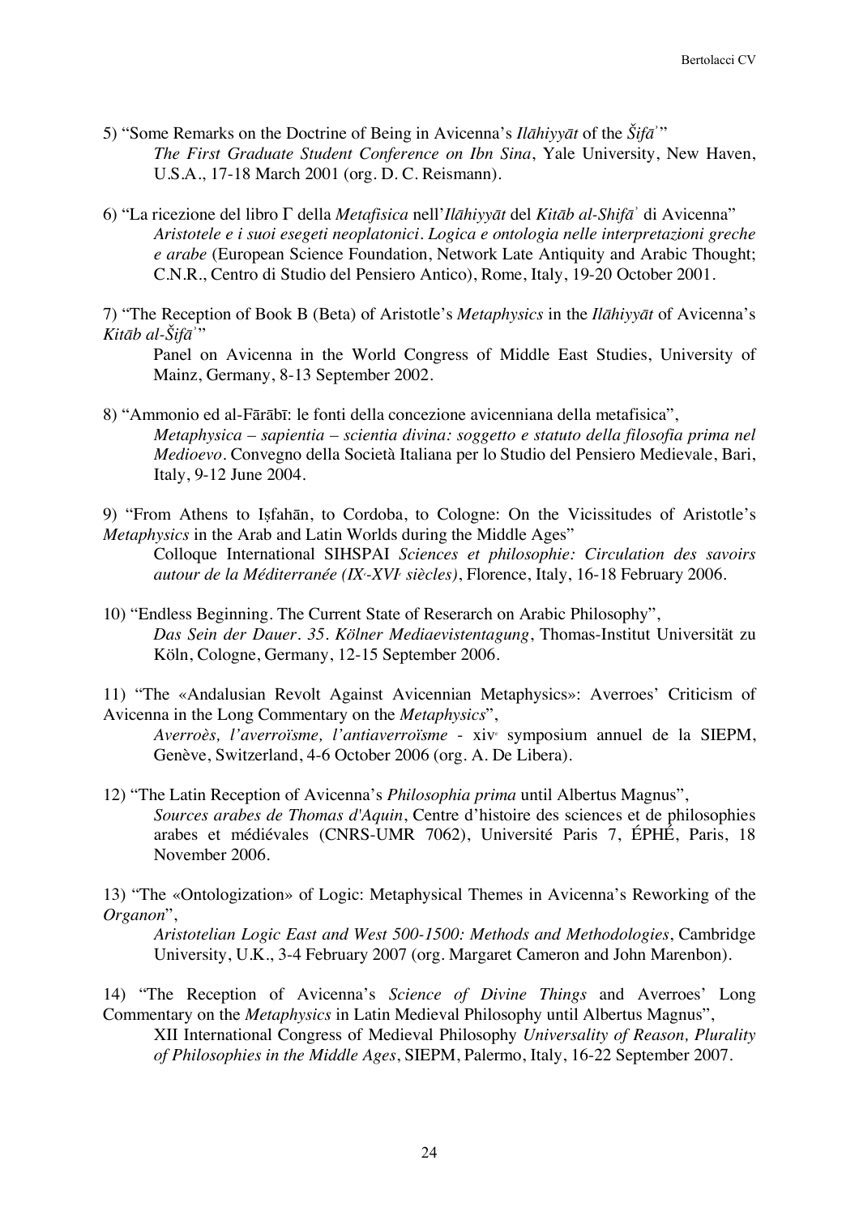5) "Some Remarks on the Doctrine of Being in Avicenna's *Ilāhiyyāt* of the *Šifāʾ*"
*The First Graduate Student Conference on Ibn Sina*, Yale University, New Haven, U.S.A., 17-18 March 2001 (org. D. C. Reismann).

6) "La ricezione del libro Γ della *Metafisica* nell'*Ilāhiyyāt* del *Kitāb al-Shifāʾ* di Avicenna"
*Aristotele e i suoi esegeti neoplatonici. Logica e ontologia nelle interpretazioni greche e arabe* (European Science Foundation, Network Late Antiquity and Arabic Thought; C.N.R., Centro di Studio del Pensiero Antico), Rome, Italy, 19-20 October 2001.

7) "The Reception of Book B (Beta) of Aristotle's *Metaphysics* in the *Ilāhiyyāt* of Avicenna's *Kitāb al-Šifāʾ*"
Panel on Avicenna in the World Congress of Middle East Studies, University of Mainz, Germany, 8-13 September 2002.

8) "Ammonio ed al-Fārābī: le fonti della concezione avicenniana della metafisica",
*Metaphysica – sapientia – scientia divina: soggetto e statuto della filosofia prima nel Medioevo*. Convegno della Società Italiana per lo Studio del Pensiero Medievale, Bari, Italy, 9-12 June 2004.

9) "From Athens to Iṣfahān, to Cordoba, to Cologne: On the Vicissitudes of Aristotle's *Metaphysics* in the Arab and Latin Worlds during the Middle Ages"
Colloque International SIHSPAI *Sciences et philosophie: Circulation des savoirs autour de la Méditerranée (IXe-XVIe siècles)*, Florence, Italy, 16-18 February 2006.

10) "Endless Beginning. The Current State of Reserarch on Arabic Philosophy",
*Das Sein der Dauer. 35. Kölner Mediaevistentagung*, Thomas-Institut Universität zu Köln, Cologne, Germany, 12-15 September 2006.

11) "The «Andalusian Revolt Against Avicennian Metaphysics»: Averroes' Criticism of Avicenna in the Long Commentary on the *Metaphysics*",
*Averroès, l'averroïsme, l'antiaverroïsme* - xive symposium annuel de la SIEPM, Genève, Switzerland, 4-6 October 2006 (org. A. De Libera).

12) "The Latin Reception of Avicenna's *Philosophia prima* until Albertus Magnus",
*Sources arabes de Thomas d'Aquin*, Centre d'histoire des sciences et de philosophies arabes et médiévales (CNRS-UMR 7062), Université Paris 7, ÉPHÉ, Paris, 18 November 2006.

13) "The «Ontologization» of Logic: Metaphysical Themes in Avicenna's Reworking of the *Organon*",
*Aristotelian Logic East and West 500-1500: Methods and Methodologies*, Cambridge University, U.K., 3-4 February 2007 (org. Margaret Cameron and John Marenbon).

14) "The Reception of Avicenna's *Science of Divine Things* and Averroes' Long Commentary on the *Metaphysics* in Latin Medieval Philosophy until Albertus Magnus",
XII International Congress of Medieval Philosophy *Universality of Reason, Plurality of Philosophies in the Middle Ages*, SIEPM, Palermo, Italy, 16-22 September 2007.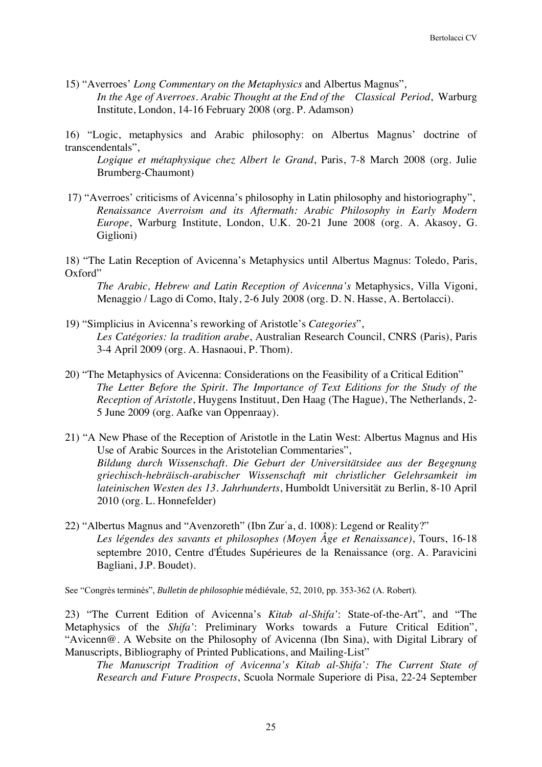15) "Averroes' *Long Commentary on the Metaphysics* and Albertus Magnus",
*In the Age of Averroes. Arabic Thought at the End of the Classical Period*, Warburg Institute, London, 14-16 February 2008 (org. P. Adamson)

16) "Logic, metaphysics and Arabic philosophy: on Albertus Magnus' doctrine of transcendentals",
*Logique et métaphysique chez Albert le Grand*, Paris, 7-8 March 2008 (org. Julie Brumberg-Chaumont)

17) "Averroes' criticisms of Avicenna's philosophy in Latin philosophy and historiography",
*Renaissance Averroism and its Aftermath: Arabic Philosophy in Early Modern Europe*, Warburg Institute, London, U.K. 20-21 June 2008 (org. A. Akasoy, G. Giglioni)

18) "The Latin Reception of Avicenna's Metaphysics until Albertus Magnus: Toledo, Paris, Oxford"
*The Arabic, Hebrew and Latin Reception of Avicenna's* Metaphysics, Villa Vigoni, Menaggio / Lago di Como, Italy, 2-6 July 2008 (org. D. N. Hasse, A. Bertolacci).

19) "Simplicius in Avicenna's reworking of Aristotle's *Categories*",
*Les Catégories: la tradition arabe*, Australian Research Council, CNRS (Paris), Paris 3-4 April 2009 (org. A. Hasnaoui, P. Thom).

20) "The Metaphysics of Avicenna: Considerations on the Feasibility of a Critical Edition"
*The Letter Before the Spirit. The Importance of Text Editions for the Study of the Reception of Aristotle*, Huygens Instituut, Den Haag (The Hague), The Netherlands, 2-5 June 2009 (org. Aafke van Oppenraay).

21) "A New Phase of the Reception of Aristotle in the Latin West: Albertus Magnus and His Use of Arabic Sources in the Aristotelian Commentaries",
*Bildung durch Wissenschaft. Die Geburt der Universitätsidee aus der Begegnung griechisch-hebräisch-arabischer Wissenschaft mit christlicher Gelehrsamkeit im lateinischen Westen des 13. Jahrhunderts*, Humboldt Universität zu Berlin, 8-10 April 2010 (org. L. Honnefelder)

22) "Albertus Magnus and "Avenzoreth" (Ibn Zurʿa, d. 1008): Legend or Reality?"
*Les légendes des savants et philosophes (Moyen Âge et Renaissance)*, Tours, 16-18 septembre 2010, Centre d'Études Supérieures de la Renaissance (org. A. Paravicini Bagliani, J.P. Boudet).

See "Congrès terminés", *Bulletin de philosophie* médiévale, 52, 2010, pp. 353-362 (A. Robert).

23) "The Current Edition of Avicenna's *Kitab al-Shifa'*: State-of-the-Art", and "The Metaphysics of the *Shifa'*: Preliminary Works towards a Future Critical Edition", "Avicenn@. A Website on the Philosophy of Avicenna (Ibn Sina), with Digital Library of Manuscripts, Bibliography of Printed Publications, and Mailing-List"
*The Manuscript Tradition of Avicenna's Kitab al-Shifa': The Current State of Research and Future Prospects*, Scuola Normale Superiore di Pisa, 22-24 September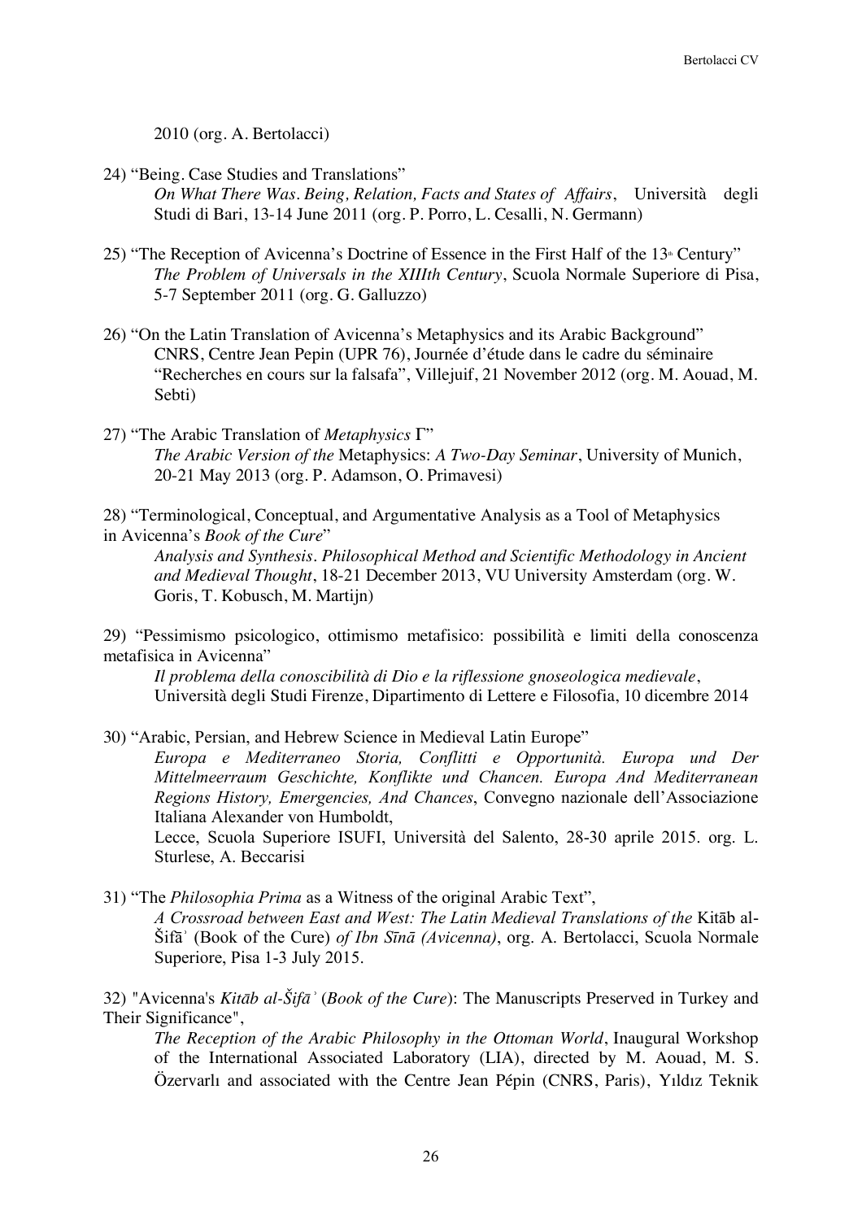2010 (org. A. Bertolacci)

24) "Being. Case Studies and Translations"
*On What There Was. Being, Relation, Facts and States of Affairs*, Università degli Studi di Bari, 13-14 June 2011 (org. P. Porro, L. Cesalli, N. Germann)

25) "The Reception of Avicenna's Doctrine of Essence in the First Half of the 13th Century"
*The Problem of Universals in the XIIIth Century*, Scuola Normale Superiore di Pisa, 5-7 September 2011 (org. G. Galluzzo)

26) "On the Latin Translation of Avicenna's Metaphysics and its Arabic Background"
CNRS, Centre Jean Pepin (UPR 76), Journée d'étude dans le cadre du séminaire "Recherches en cours sur la falsafa", Villejuif, 21 November 2012 (org. M. Aouad, M. Sebti)

27) "The Arabic Translation of *Metaphysics* Γ"
*The Arabic Version of the* Metaphysics: *A Two-Day Seminar*, University of Munich, 20-21 May 2013 (org. P. Adamson, O. Primavesi)

28) "Terminological, Conceptual, and Argumentative Analysis as a Tool of Metaphysics in Avicenna's *Book of the Cure*"
*Analysis and Synthesis. Philosophical Method and Scientific Methodology in Ancient and Medieval Thought*, 18-21 December 2013, VU University Amsterdam (org. W. Goris, T. Kobusch, M. Martijn)

29) "Pessimismo psicologico, ottimismo metafisico: possibilità e limiti della conoscenza metafisica in Avicenna"
*Il problema della conoscibilità di Dio e la riflessione gnoseologica medievale*, Università degli Studi Firenze, Dipartimento di Lettere e Filosofia, 10 dicembre 2014

30) "Arabic, Persian, and Hebrew Science in Medieval Latin Europe"
*Europa e Mediterraneo Storia, Conflitti e Opportunità. Europa und Der Mittelmeerraum Geschichte, Konflikte und Chancen. Europa And Mediterranean Regions History, Emergencies, And Chances*, Convegno nazionale dell'Associazione Italiana Alexander von Humboldt,
Lecce, Scuola Superiore ISUFI, Università del Salento, 28-30 aprile 2015. org. L. Sturlese, A. Beccarisi

31) "The *Philosophia Prima* as a Witness of the original Arabic Text",
*A Crossroad between East and West: The Latin Medieval Translations of the* Kitāb al-Šifāʾ (Book of the Cure) *of Ibn Sīnā (Avicenna)*, org. A. Bertolacci, Scuola Normale Superiore, Pisa 1-3 July 2015.

32) "Avicenna's *Kitāb al-Šifāʾ* (*Book of the Cure*): The Manuscripts Preserved in Turkey and Their Significance",
*The Reception of the Arabic Philosophy in the Ottoman World*, Inaugural Workshop of the International Associated Laboratory (LIA), directed by M. Aouad, M. S. Özervarlı and associated with the Centre Jean Pépin (CNRS, Paris), Yıldız Teknik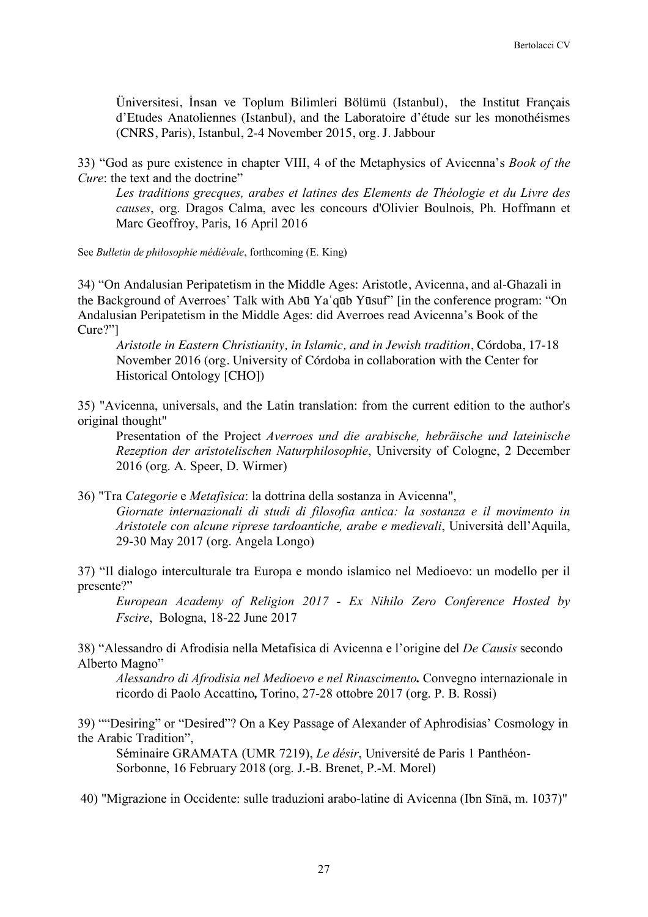Üniversitesi, İnsan ve Toplum Bilimleri Bölümü (Istanbul), the Institut Français d'Etudes Anatoliennes (Istanbul), and the Laboratoire d'étude sur les monothéismes (CNRS, Paris), Istanbul, 2-4 November 2015, org. J. Jabbour

33) "God as pure existence in chapter VIII, 4 of the Metaphysics of Avicenna's *Book of the Cure*: the text and the doctrine"

*Les traditions grecques, arabes et latines des Elements de Théologie et du Livre des causes*, org. Dragos Calma, avec les concours d'Olivier Boulnois, Ph. Hoffmann et Marc Geoffroy, Paris, 16 April 2016

See *Bulletin de philosophie médiévale*, forthcoming (E. King)

34) "On Andalusian Peripatetism in the Middle Ages: Aristotle, Avicenna, and al-Ghazali in the Background of Averroes' Talk with Abū Yaʿqūb Yūsuf" [in the conference program: "On Andalusian Peripatetism in the Middle Ages: did Averroes read Avicenna's Book of the Cure?"]

*Aristotle in Eastern Christianity, in Islamic, and in Jewish tradition*, Córdoba, 17-18 November 2016 (org. University of Córdoba in collaboration with the Center for Historical Ontology [CHO])

35) "Avicenna, universals, and the Latin translation: from the current edition to the author's original thought"

Presentation of the Project *Averroes und die arabische, hebräische und lateinische Rezeption der aristotelischen Naturphilosophie*, University of Cologne, 2 December 2016 (org. A. Speer, D. Wirmer)

36) "Tra *Categorie* e *Metafisica*: la dottrina della sostanza in Avicenna",

*Giornate internazionali di studi di filosofia antica: la sostanza e il movimento in Aristotele con alcune riprese tardoantiche, arabe e medievali*, Università dell'Aquila, 29-30 May 2017 (org. Angela Longo)

37) "Il dialogo interculturale tra Europa e mondo islamico nel Medioevo: un modello per il presente?"

*European Academy of Religion 2017 - Ex Nihilo Zero Conference Hosted by Fscire*, Bologna, 18-22 June 2017

38) "Alessandro di Afrodisia nella Metafisica di Avicenna e l'origine del *De Causis* secondo Alberto Magno"

*Alessandro di Afrodisia nel Medioevo e nel Rinascimento.* Convegno internazionale in ricordo di Paolo Accattino**,** Torino, 27-28 ottobre 2017 (org. P. B. Rossi)

39) ""Desiring" or "Desired"? On a Key Passage of Alexander of Aphrodisias' Cosmology in the Arabic Tradition",

Séminaire GRAMATA (UMR 7219), *Le désir*, Université de Paris 1 Panthéon-Sorbonne, 16 February 2018 (org. J.-B. Brenet, P.-M. Morel)

40) "Migrazione in Occidente: sulle traduzioni arabo-latine di Avicenna (Ibn Sīnā, m. 1037)"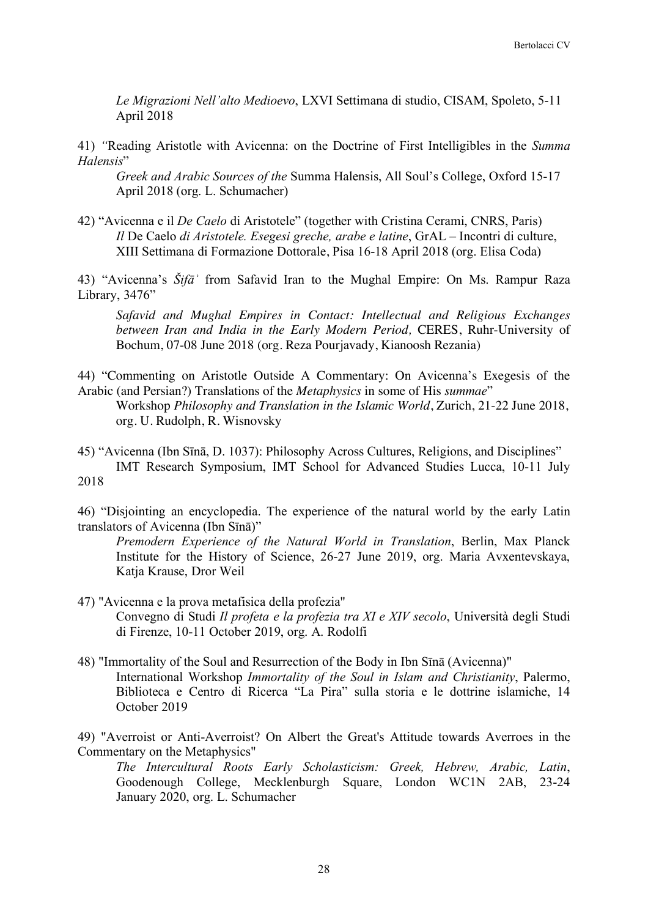*Le Migrazioni Nell'alto Medioevo*, LXVI Settimana di studio, CISAM, Spoleto, 5-11 April 2018

41) "Reading Aristotle with Avicenna: on the Doctrine of First Intelligibles in the *Summa Halensis*"

*Greek and Arabic Sources of the* Summa Halensis, All Soul's College, Oxford 15-17 April 2018 (org. L. Schumacher)

42) "Avicenna e il *De Caelo* di Aristotele" (together with Cristina Cerami, CNRS, Paris)

*Il* De Caelo *di Aristotele. Esegesi greche, arabe e latine*, GrAL – Incontri di culture, XIII Settimana di Formazione Dottorale, Pisa 16-18 April 2018 (org. Elisa Coda)

43) "Avicenna's *Šifāʾ* from Safavid Iran to the Mughal Empire: On Ms. Rampur Raza Library, 3476"

*Safavid and Mughal Empires in Contact: Intellectual and Religious Exchanges between Iran and India in the Early Modern Period,* CERES, Ruhr-University of Bochum, 07-08 June 2018 (org. Reza Pourjavady, Kianoosh Rezania)

44) "Commenting on Aristotle Outside A Commentary: On Avicenna's Exegesis of the Arabic (and Persian?) Translations of the *Metaphysics* in some of His *summae*"

Workshop *Philosophy and Translation in the Islamic World*, Zurich, 21-22 June 2018, org. U. Rudolph, R. Wisnovsky

45) "Avicenna (Ibn Sīnā, D. 1037): Philosophy Across Cultures, Religions, and Disciplines"

IMT Research Symposium, IMT School for Advanced Studies Lucca, 10-11 July 2018

46) "Disjointing an encyclopedia. The experience of the natural world by the early Latin translators of Avicenna (Ibn Sīnā)"

*Premodern Experience of the Natural World in Translation*, Berlin, Max Planck Institute for the History of Science, 26-27 June 2019, org. Maria Avxentevskaya, Katja Krause, Dror Weil

47) "Avicenna e la prova metafisica della profezia"

Convegno di Studi *Il profeta e la profezia tra XI e XIV secolo*, Università degli Studi di Firenze, 10-11 October 2019, org. A. Rodolfi

48) "Immortality of the Soul and Resurrection of the Body in Ibn Sīnā (Avicenna)"

International Workshop *Immortality of the Soul in Islam and Christianity*, Palermo, Biblioteca e Centro di Ricerca "La Pira" sulla storia e le dottrine islamiche, 14 October 2019

49) "Averroist or Anti-Averroist? On Albert the Great's Attitude towards Averroes in the Commentary on the Metaphysics"

*The Intercultural Roots Early Scholasticism: Greek, Hebrew, Arabic, Latin*, Goodenough College, Mecklenburgh Square, London WC1N 2AB, 23-24 January 2020, org. L. Schumacher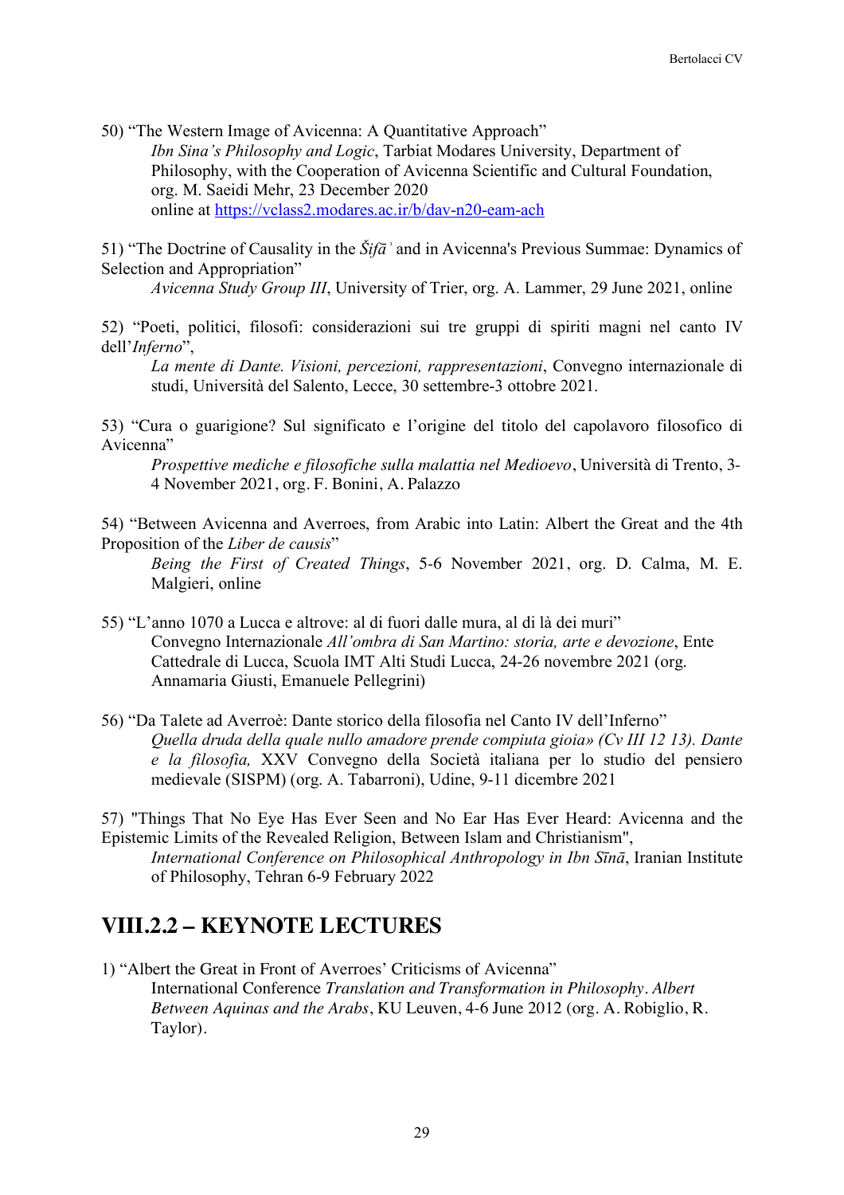50) "The Western Image of Avicenna: A Quantitative Approach"
*Ibn Sina's Philosophy and Logic*, Tarbiat Modares University, Department of Philosophy, with the Cooperation of Avicenna Scientific and Cultural Foundation, org. M. Saeidi Mehr, 23 December 2020
online at https://vclass2.modares.ac.ir/b/dav-n20-eam-ach

51) "The Doctrine of Causality in the *Šifāʾ* and in Avicenna's Previous Summae: Dynamics of Selection and Appropriation"
*Avicenna Study Group III*, University of Trier, org. A. Lammer, 29 June 2021, online

52) "Poeti, politici, filosofi: considerazioni sui tre gruppi di spiriti magni nel canto IV dell'*Inferno*",
*La mente di Dante. Visioni, percezioni, rappresentazioni*, Convegno internazionale di studi, Università del Salento, Lecce, 30 settembre-3 ottobre 2021.

53) "Cura o guarigione? Sul significato e l'origine del titolo del capolavoro filosofico di Avicenna"
*Prospettive mediche e filosofiche sulla malattia nel Medioevo*, Università di Trento, 3-4 November 2021, org. F. Bonini, A. Palazzo

54) "Between Avicenna and Averroes, from Arabic into Latin: Albert the Great and the 4th Proposition of the *Liber de causis*"
*Being the First of Created Things*, 5-6 November 2021, org. D. Calma, M. E. Malgieri, online

55) "L'anno 1070 a Lucca e altrove: al di fuori dalle mura, al di là dei muri"
Convegno Internazionale *All'ombra di San Martino: storia, arte e devozione*, Ente Cattedrale di Lucca, Scuola IMT Alti Studi Lucca, 24-26 novembre 2021 (org. Annamaria Giusti, Emanuele Pellegrini)

56) "Da Talete ad Averroè: Dante storico della filosofia nel Canto IV dell'Inferno"
*Quella druda della quale nullo amadore prende compiuta gioia» (Cv III 12 13). Dante e la filosofia,* XXV Convegno della Società italiana per lo studio del pensiero medievale (SISPM) (org. A. Tabarroni), Udine, 9-11 dicembre 2021

57) "Things That No Eye Has Ever Seen and No Ear Has Ever Heard: Avicenna and the Epistemic Limits of the Revealed Religion, Between Islam and Christianism",
*International Conference on Philosophical Anthropology in Ibn Sīnā*, Iranian Institute of Philosophy, Tehran 6-9 February 2022

## VIII.2.2 – KEYNOTE LECTURES

1) "Albert the Great in Front of Averroes' Criticisms of Avicenna"
International Conference *Translation and Transformation in Philosophy. Albert Between Aquinas and the Arabs*, KU Leuven, 4-6 June 2012 (org. A. Robiglio, R. Taylor).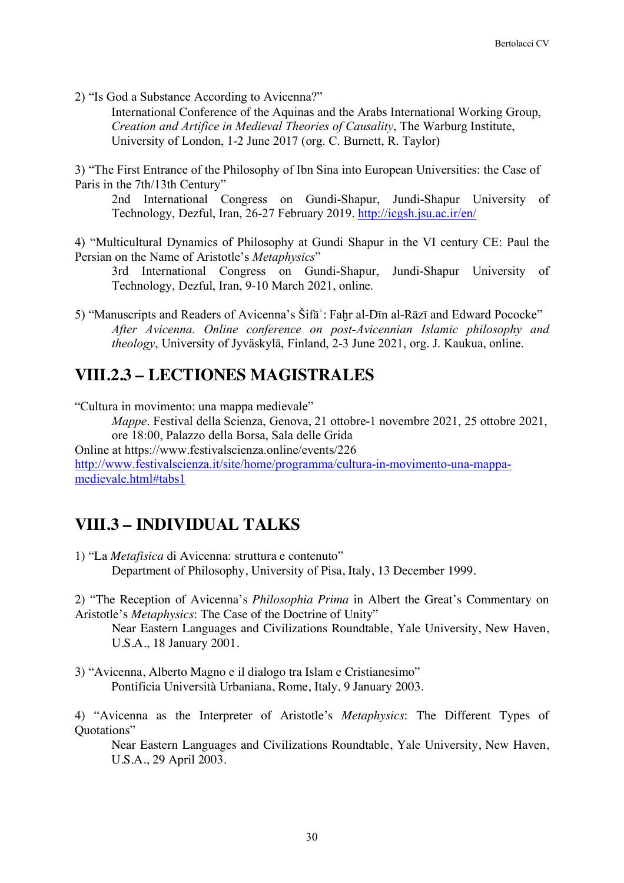2) "Is God a Substance According to Avicenna?"

International Conference of the Aquinas and the Arabs International Working Group, *Creation and Artifice in Medieval Theories of Causality*, The Warburg Institute, University of London, 1-2 June 2017 (org. C. Burnett, R. Taylor)

3) "The First Entrance of the Philosophy of Ibn Sina into European Universities: the Case of Paris in the 7th/13th Century"

2nd International Congress on Gundi-Shapur, Jundi-Shapur University of Technology, Dezful, Iran, 26-27 February 2019. http://icgsh.jsu.ac.ir/en/

4) "Multicultural Dynamics of Philosophy at Gundi Shapur in the VI century CE: Paul the Persian on the Name of Aristotle's *Metaphysics*"

3rd International Congress on Gundi-Shapur, Jundi-Shapur University of Technology, Dezful, Iran, 9-10 March 2021, online.

5) "Manuscripts and Readers of Avicenna's Šifāʾ: Faḫr al-Dīn al-Rāzī and Edward Pococke"

*After Avicenna. Online conference on post-Avicennian Islamic philosophy and theology*, University of Jyväskylä, Finland, 2-3 June 2021, org. J. Kaukua, online.

## VIII.2.3 – LECTIONES MAGISTRALES

"Cultura in movimento: una mappa medievale"

*Mappe*. Festival della Scienza, Genova, 21 ottobre-1 novembre 2021, 25 ottobre 2021, ore 18:00, Palazzo della Borsa, Sala delle Grida

Online at https://www.festivalscienza.online/events/226

http://www.festivalscienza.it/site/home/programma/cultura-in-movimento-una-mappa-medievale.html#tabs1

## VIII.3 – INDIVIDUAL TALKS

1) "La *Metafisica* di Avicenna: struttura e contenuto"

Department of Philosophy, University of Pisa, Italy, 13 December 1999.

2) "The Reception of Avicenna's *Philosophia Prima* in Albert the Great's Commentary on Aristotle's *Metaphysics*: The Case of the Doctrine of Unity"

Near Eastern Languages and Civilizations Roundtable, Yale University, New Haven, U.S.A., 18 January 2001.

3) "Avicenna, Alberto Magno e il dialogo tra Islam e Cristianesimo"

Pontificia Università Urbaniana, Rome, Italy, 9 January 2003.

4) "Avicenna as the Interpreter of Aristotle's *Metaphysics*: The Different Types of Quotations"

Near Eastern Languages and Civilizations Roundtable, Yale University, New Haven, U.S.A., 29 April 2003.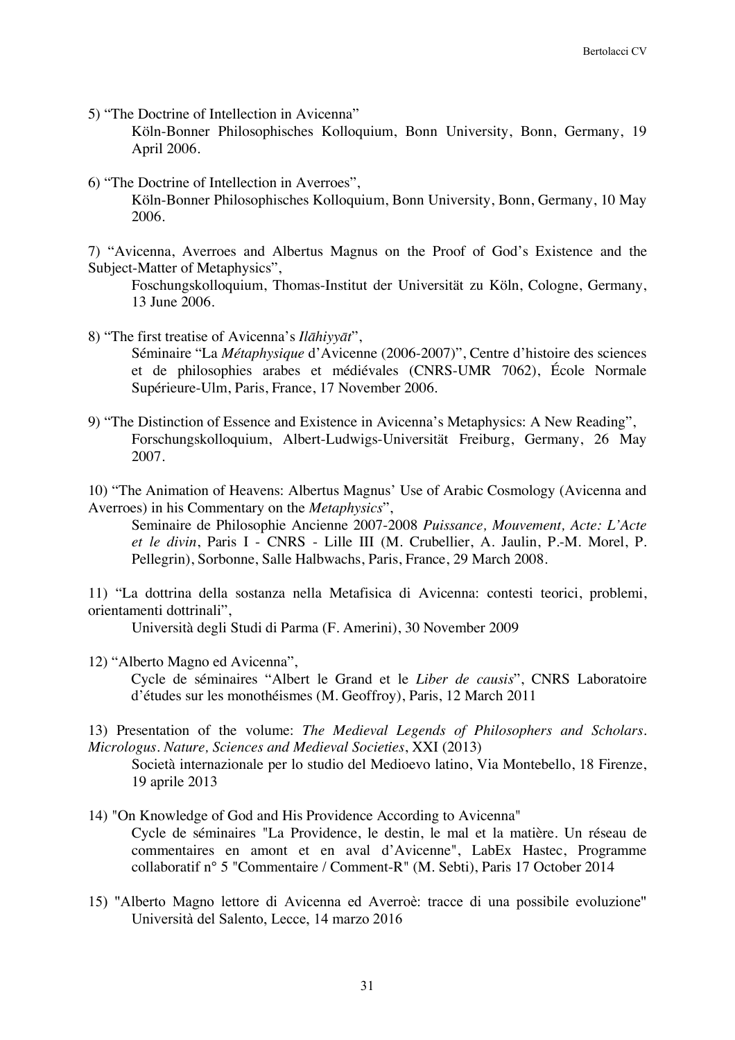5) “The Doctrine of Intellection in Avicenna”
Köln-Bonner Philosophisches Kolloquium, Bonn University, Bonn, Germany, 19 April 2006.

6) “The Doctrine of Intellection in Averroes”,
Köln-Bonner Philosophisches Kolloquium, Bonn University, Bonn, Germany, 10 May 2006.

7) “Avicenna, Averroes and Albertus Magnus on the Proof of God’s Existence and the Subject-Matter of Metaphysics”,
Foschungskolloquium, Thomas-Institut der Universität zu Köln, Cologne, Germany, 13 June 2006.

8) “The first treatise of Avicenna’s *Ilāhiyyāt*”,
Séminaire “La *Métaphysique* d’Avicenne (2006-2007)”, Centre d’histoire des sciences et de philosophies arabes et médiévales (CNRS-UMR 7062), École Normale Supérieure-Ulm, Paris, France, 17 November 2006.

9) “The Distinction of Essence and Existence in Avicenna’s Metaphysics: A New Reading”,
Forschungskolloquium, Albert-Ludwigs-Universität Freiburg, Germany, 26 May 2007.

10) “The Animation of Heavens: Albertus Magnus’ Use of Arabic Cosmology (Avicenna and Averroes) in his Commentary on the *Metaphysics*”,
Seminaire de Philosophie Ancienne 2007-2008 *Puissance, Mouvement, Acte: L’Acte et le divin*, Paris I - CNRS - Lille III (M. Crubellier, A. Jaulin, P.-M. Morel, P. Pellegrin), Sorbonne, Salle Halbwachs, Paris, France, 29 March 2008.

11) “La dottrina della sostanza nella Metafisica di Avicenna: contesti teorici, problemi, orientamenti dottrinali”,
Università degli Studi di Parma (F. Amerini), 30 November 2009

12) “Alberto Magno ed Avicenna”,
Cycle de séminaires “Albert le Grand et le *Liber de causis*”, CNRS Laboratoire d’études sur les monothéismes (M. Geoffroy), Paris, 12 March 2011

13) Presentation of the volume: *The Medieval Legends of Philosophers and Scholars. Micrologus. Nature, Sciences and Medieval Societies*, XXI (2013)
Società internazionale per lo studio del Medioevo latino, Via Montebello, 18 Firenze, 19 aprile 2013

14) "On Knowledge of God and His Providence According to Avicenna"
Cycle de séminaires "La Providence, le destin, le mal et la matière. Un réseau de commentaires en amont et en aval d’Avicenne", LabEx Hastec, Programme collaboratif n° 5 "Commentaire / Comment-R" (M. Sebti), Paris 17 October 2014

15) "Alberto Magno lettore di Avicenna ed Averroè: tracce di una possibile evoluzione"
Università del Salento, Lecce, 14 marzo 2016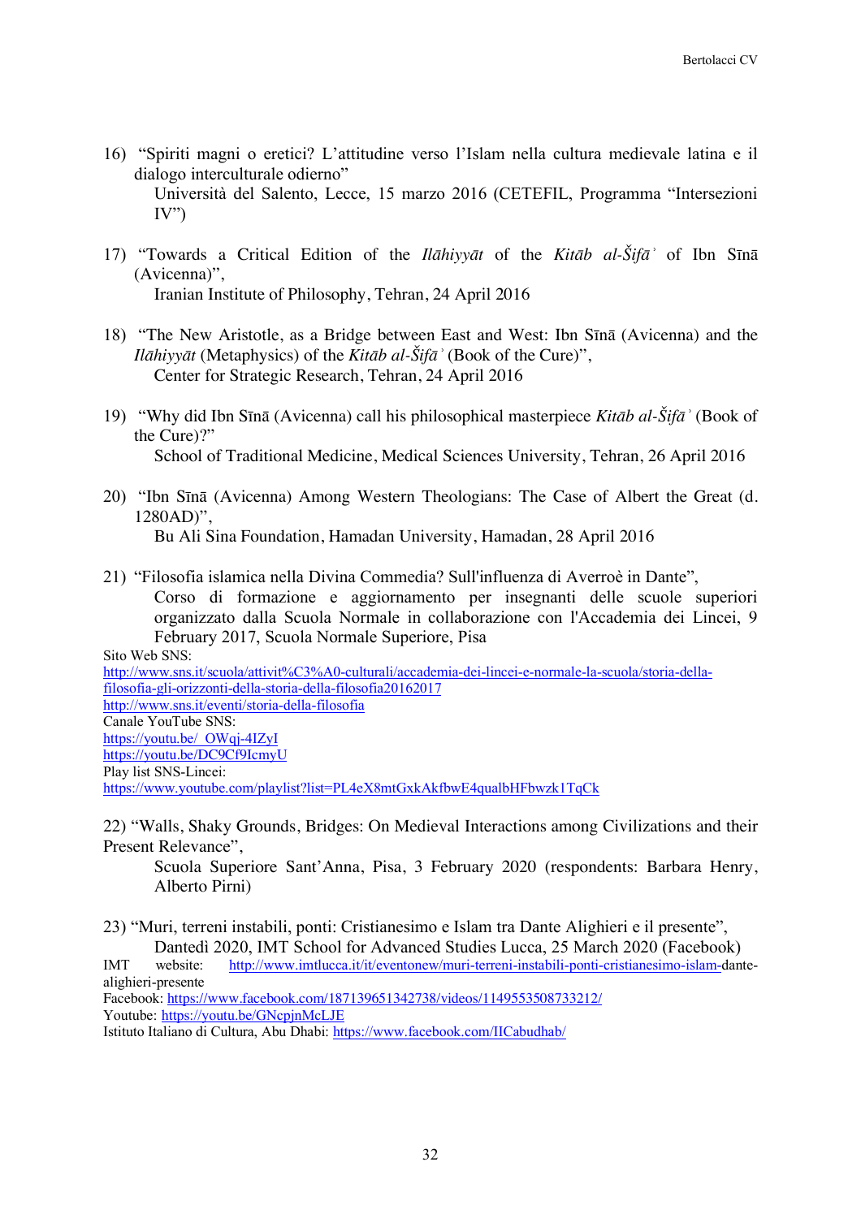16) "Spiriti magni o eretici? L'attitudine verso l'Islam nella cultura medievale latina e il dialogo interculturale odierno"
Università del Salento, Lecce, 15 marzo 2016 (CETEFIL, Programma "Intersezioni IV")

17) "Towards a Critical Edition of the *Ilāhiyyāt* of the *Kitāb al-Šifāʾ* of Ibn Sīnā (Avicenna)",
Iranian Institute of Philosophy, Tehran, 24 April 2016

18) "The New Aristotle, as a Bridge between East and West: Ibn Sīnā (Avicenna) and the *Ilāhiyyāt* (Metaphysics) of the *Kitāb al-Šifāʾ* (Book of the Cure)",
Center for Strategic Research, Tehran, 24 April 2016

19) "Why did Ibn Sīnā (Avicenna) call his philosophical masterpiece *Kitāb al-Šifāʾ* (Book of the Cure)?"
School of Traditional Medicine, Medical Sciences University, Tehran, 26 April 2016

20) "Ibn Sīnā (Avicenna) Among Western Theologians: The Case of Albert the Great (d. 1280AD)",
Bu Ali Sina Foundation, Hamadan University, Hamadan, 28 April 2016

21) "Filosofia islamica nella Divina Commedia? Sull'influenza di Averroè in Dante",
Corso di formazione e aggiornamento per insegnanti delle scuole superiori organizzato dalla Scuola Normale in collaborazione con l'Accademia dei Lincei, 9 February 2017, Scuola Normale Superiore, Pisa

Sito Web SNS:
http://www.sns.it/scuola/attivit%C3%A0-culturali/accademia-dei-lincei-e-normale-la-scuola/storia-della-filosofia-gli-orizzonti-della-storia-della-filosofia20162017
http://www.sns.it/eventi/storia-della-filosofia
Canale YouTube SNS:
https://youtu.be/_OWqj-4IZyI
https://youtu.be/DC9Cf9IcmyU
Play list SNS-Lincei:
https://www.youtube.com/playlist?list=PL4eX8mtGxkAkfbwE4qualbHFbwzk1TqCk

22) "Walls, Shaky Grounds, Bridges: On Medieval Interactions among Civilizations and their Present Relevance",
Scuola Superiore Sant'Anna, Pisa, 3 February 2020 (respondents: Barbara Henry, Alberto Pirni)

23) "Muri, terreni instabili, ponti: Cristianesimo e Islam tra Dante Alighieri e il presente",
Dantedì 2020, IMT School for Advanced Studies Lucca, 25 March 2020 (Facebook)

IMT website: http://www.imtlucca.it/it/eventonew/muri-terreni-instabili-ponti-cristianesimo-islam-dante-alighieri-presente
Facebook: https://www.facebook.com/187139651342738/videos/1149553508733212/
Youtube: https://youtu.be/GNcpjnMcLJE
Istituto Italiano di Cultura, Abu Dhabi: https://www.facebook.com/IICabudhab/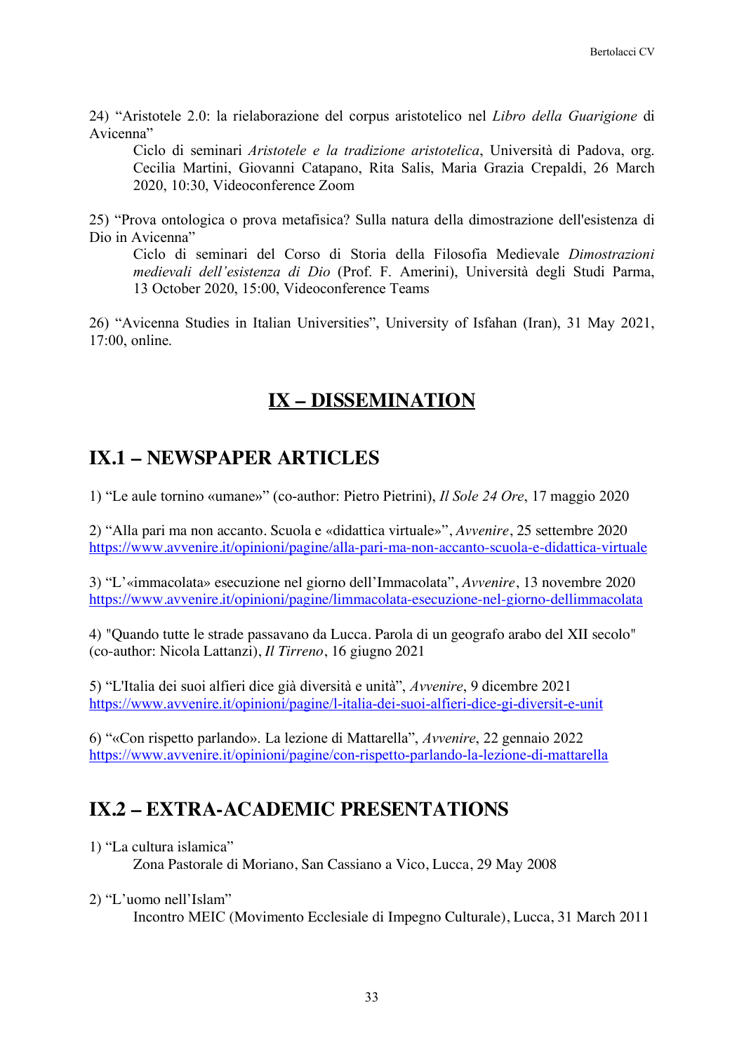24) “Aristotele 2.0: la rielaborazione del corpus aristotelico nel *Libro della Guarigione* di Avicenna”

> Ciclo di seminari *Aristotele e la tradizione aristotelica*, Università di Padova, org. Cecilia Martini, Giovanni Catapano, Rita Salis, Maria Grazia Crepaldi, 26 March 2020, 10:30, Videoconference Zoom

25) “Prova ontologica o prova metafisica? Sulla natura della dimostrazione dell'esistenza di Dio in Avicenna”

> Ciclo di seminari del Corso di Storia della Filosofia Medievale *Dimostrazioni medievali dell’esistenza di Dio* (Prof. F. Amerini), Università degli Studi Parma, 13 October 2020, 15:00, Videoconference Teams

26) “Avicenna Studies in Italian Universities”, University of Isfahan (Iran), 31 May 2021, 17:00, online.

# IX – DISSEMINATION

## IX.1 – NEWSPAPER ARTICLES

1) “Le aule tornino «umane»” (co-author: Pietro Pietrini), *Il Sole 24 Ore*, 17 maggio 2020

2) “Alla pari ma non accanto. Scuola e «didattica virtuale»”, *Avvenire*, 25 settembre 2020
https://www.avvenire.it/opinioni/pagine/alla-pari-ma-non-accanto-scuola-e-didattica-virtuale

3) “L’«immacolata» esecuzione nel giorno dell’Immacolata”, *Avvenire*, 13 novembre 2020
https://www.avvenire.it/opinioni/pagine/limmacolata-esecuzione-nel-giorno-dellimmacolata

4) "Quando tutte le strade passavano da Lucca. Parola di un geografo arabo del XII secolo" (co-author: Nicola Lattanzi), *Il Tirreno*, 16 giugno 2021

5) “L'Italia dei suoi alfieri dice già diversità e unità”, *Avvenire*, 9 dicembre 2021
https://www.avvenire.it/opinioni/pagine/l-italia-dei-suoi-alfieri-dice-gi-diversit-e-unit

6) “«Con rispetto parlando». La lezione di Mattarella”, *Avvenire*, 22 gennaio 2022
https://www.avvenire.it/opinioni/pagine/con-rispetto-parlando-la-lezione-di-mattarella

## IX.2 – EXTRA-ACADEMIC PRESENTATIONS

1) “La cultura islamica”

> Zona Pastorale di Moriano, San Cassiano a Vico, Lucca, 29 May 2008

2) “L’uomo nell’Islam”

> Incontro MEIC (Movimento Ecclesiale di Impegno Culturale), Lucca, 31 March 2011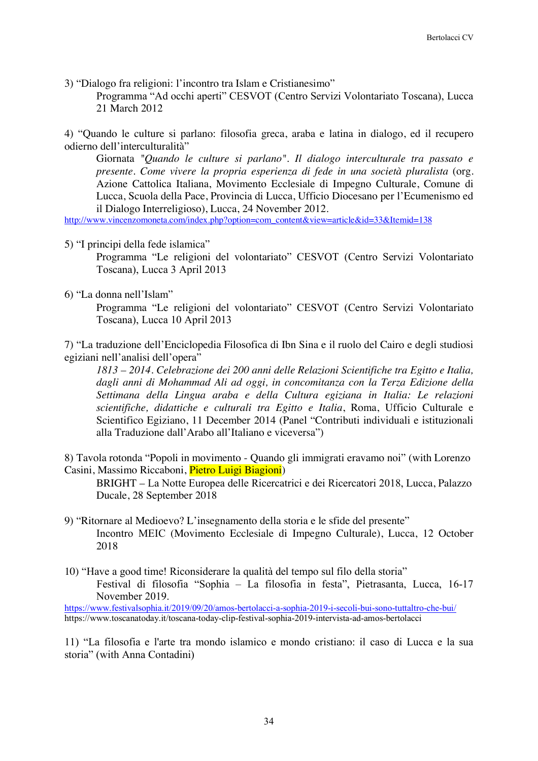3) “Dialogo fra religioni: l’incontro tra Islam e Cristianesimo”

Programma “Ad occhi aperti” CESVOT (Centro Servizi Volontariato Toscana), Lucca 21 March 2012

4) “Quando le culture si parlano: filosofia greca, araba e latina in dialogo, ed il recupero odierno dell’interculturalità”

Giornata "*Quando le culture si parlano*". *Il dialogo interculturale tra passato e presente*. *Come vivere la propria esperienza di fede in una società pluralista* (org. Azione Cattolica Italiana, Movimento Ecclesiale di Impegno Culturale, Comune di Lucca, Scuola della Pace, Provincia di Lucca, Ufficio Diocesano per l’Ecumenismo ed il Dialogo Interreligioso), Lucca, 24 November 2012.

http://www.vincenzomoneta.com/index.php?option=com_content&view=article&id=33&Itemid=138

5) “I principi della fede islamica”

Programma “Le religioni del volontariato” CESVOT (Centro Servizi Volontariato Toscana), Lucca 3 April 2013

6) “La donna nell’Islam”

Programma “Le religioni del volontariato” CESVOT (Centro Servizi Volontariato Toscana), Lucca 10 April 2013

7) “La traduzione dell’Enciclopedia Filosofica di Ibn Sina e il ruolo del Cairo e degli studiosi egiziani nell’analisi dell’opera”

*1813 – 2014. Celebrazione dei 200 anni delle Relazioni Scientifiche tra Egitto e Italia, dagli anni di Mohammad Ali ad oggi, in concomitanza con la Terza Edizione della Settimana della Lingua araba e della Cultura egiziana in Italia: Le relazioni scientifiche, didattiche e culturali tra Egitto e Italia*, Roma, Ufficio Culturale e Scientifico Egiziano, 11 December 2014 (Panel “Contributi individuali e istituzionali alla Traduzione dall’Arabo all’Italiano e viceversa”)

8) Tavola rotonda “Popoli in movimento - Quando gli immigrati eravamo noi” (with Lorenzo Casini, Massimo Riccaboni, Pietro Luigi Biagioni)

BRIGHT – La Notte Europea delle Ricercatrici e dei Ricercatori 2018, Lucca, Palazzo Ducale, 28 September 2018

9) “Ritornare al Medioevo? L’insegnamento della storia e le sfide del presente”

Incontro MEIC (Movimento Ecclesiale di Impegno Culturale), Lucca, 12 October 2018

10) “Have a good time! Riconsiderare la qualità del tempo sul filo della storia”

Festival di filosofia “Sophia – La filosofia in festa”, Pietrasanta, Lucca, 16-17 November 2019.

https://www.festivalsophia.it/2019/09/20/amos-bertolacci-a-sophia-2019-i-secoli-bui-sono-tuttaltro-che-bui/
https://www.toscanatoday.it/toscana-today-clip-festival-sophia-2019-intervista-ad-amos-bertolacci

11) “La filosofia e l'arte tra mondo islamico e mondo cristiano: il caso di Lucca e la sua storia” (with Anna Contadini)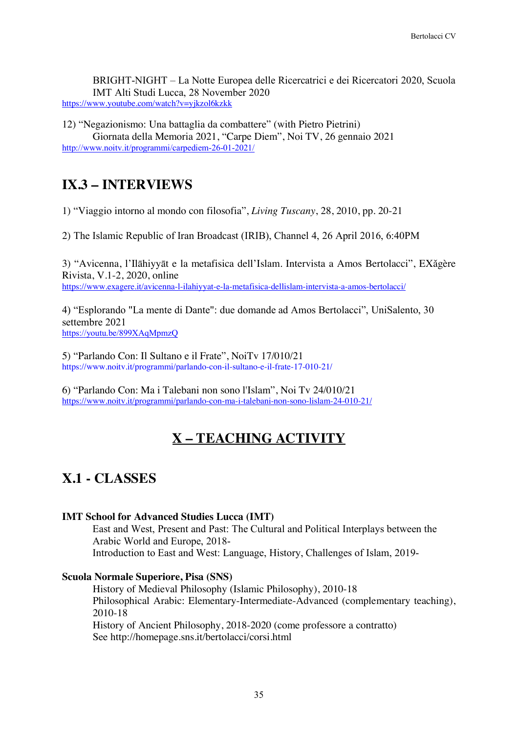BRIGHT-NIGHT – La Notte Europea delle Ricercatrici e dei Ricercatori 2020, Scuola IMT Alti Studi Lucca, 28 November 2020
https://www.youtube.com/watch?v=yjkzol6kzkk

12) "Negazionismo: Una battaglia da combattere" (with Pietro Pietrini)
Giornata della Memoria 2021, "Carpe Diem", Noi TV, 26 gennaio 2021
http://www.noitv.it/programmi/carpediem-26-01-2021/

## IX.3 – INTERVIEWS

1) "Viaggio intorno al mondo con filosofia", *Living Tuscany*, 28, 2010, pp. 20-21

2) The Islamic Republic of Iran Broadcast (IRIB), Channel 4, 26 April 2016, 6:40PM

3) "Avicenna, l'Ilāhiyyāt e la metafisica dell'Islam. Intervista a Amos Bertolacci", EXăgère Rivista, V.1-2, 2020, online
https://www.exagere.it/avicenna-l-ilahiyyat-e-la-metafisica-dellislam-intervista-a-amos-bertolacci/

4) "Esplorando "La mente di Dante": due domande ad Amos Bertolacci", UniSalento, 30 settembre 2021
https://youtu.be/899XAqMpmzQ

5) "Parlando Con: Il Sultano e il Frate", NoiTv 17/010/21
https://www.noitv.it/programmi/parlando-con-il-sultano-e-il-frate-17-010-21/

6) "Parlando Con: Ma i Talebani non sono l'Islam", Noi Tv 24/010/21
https://www.noitv.it/programmi/parlando-con-ma-i-talebani-non-sono-lislam-24-010-21/

# X – TEACHING ACTIVITY

## X.1 - CLASSES

**IMT School for Advanced Studies Lucca (IMT)**
East and West, Present and Past: The Cultural and Political Interplays between the Arabic World and Europe, 2018-
Introduction to East and West: Language, History, Challenges of Islam, 2019-

**Scuola Normale Superiore, Pisa (SNS)**
History of Medieval Philosophy (Islamic Philosophy), 2010-18
Philosophical Arabic: Elementary-Intermediate-Advanced (complementary teaching), 2010-18
History of Ancient Philosophy, 2018-2020 (come professore a contratto)
See http://homepage.sns.it/bertolacci/corsi.html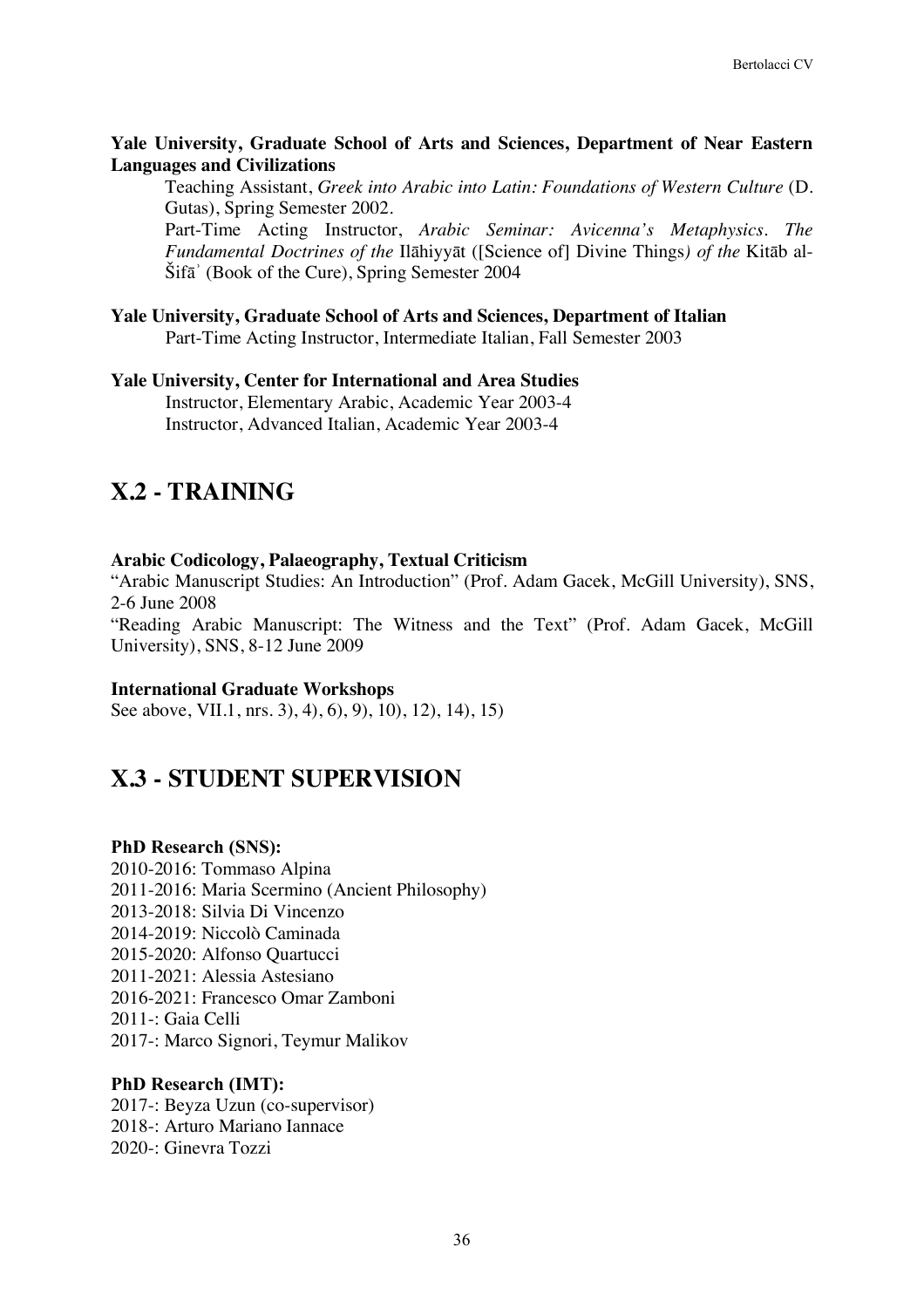**Yale University, Graduate School of Arts and Sciences, Department of Near Eastern Languages and Civilizations**

Teaching Assistant, *Greek into Arabic into Latin: Foundations of Western Culture* (D. Gutas), Spring Semester 2002.

Part-Time Acting Instructor, *Arabic Seminar: Avicenna's Metaphysics. The Fundamental Doctrines of the* Ilāhiyyāt ([Science of] Divine Things*) of the* Kitāb al-Šifāʾ (Book of the Cure), Spring Semester 2004

**Yale University, Graduate School of Arts and Sciences, Department of Italian**

Part-Time Acting Instructor, Intermediate Italian, Fall Semester 2003

**Yale University, Center for International and Area Studies**

Instructor, Elementary Arabic, Academic Year 2003-4

Instructor, Advanced Italian, Academic Year 2003-4

# X.2 - TRAINING

**Arabic Codicology, Palaeography, Textual Criticism**

"Arabic Manuscript Studies: An Introduction" (Prof. Adam Gacek, McGill University), SNS, 2-6 June 2008

"Reading Arabic Manuscript: The Witness and the Text" (Prof. Adam Gacek, McGill University), SNS, 8-12 June 2009

**International Graduate Workshops**

See above, VII.1, nrs. 3), 4), 6), 9), 10), 12), 14), 15)

# X.3 - STUDENT SUPERVISION

**PhD Research (SNS):**

2010-2016: Tommaso Alpina
2011-2016: Maria Scermino (Ancient Philosophy)
2013-2018: Silvia Di Vincenzo
2014-2019: Niccolò Caminada
2015-2020: Alfonso Quartucci
2011-2021: Alessia Astesiano
2016-2021: Francesco Omar Zamboni
2011-: Gaia Celli
2017-: Marco Signori, Teymur Malikov

**PhD Research (IMT):**

2017-: Beyza Uzun (co-supervisor)
2018-: Arturo Mariano Iannace
2020-: Ginevra Tozzi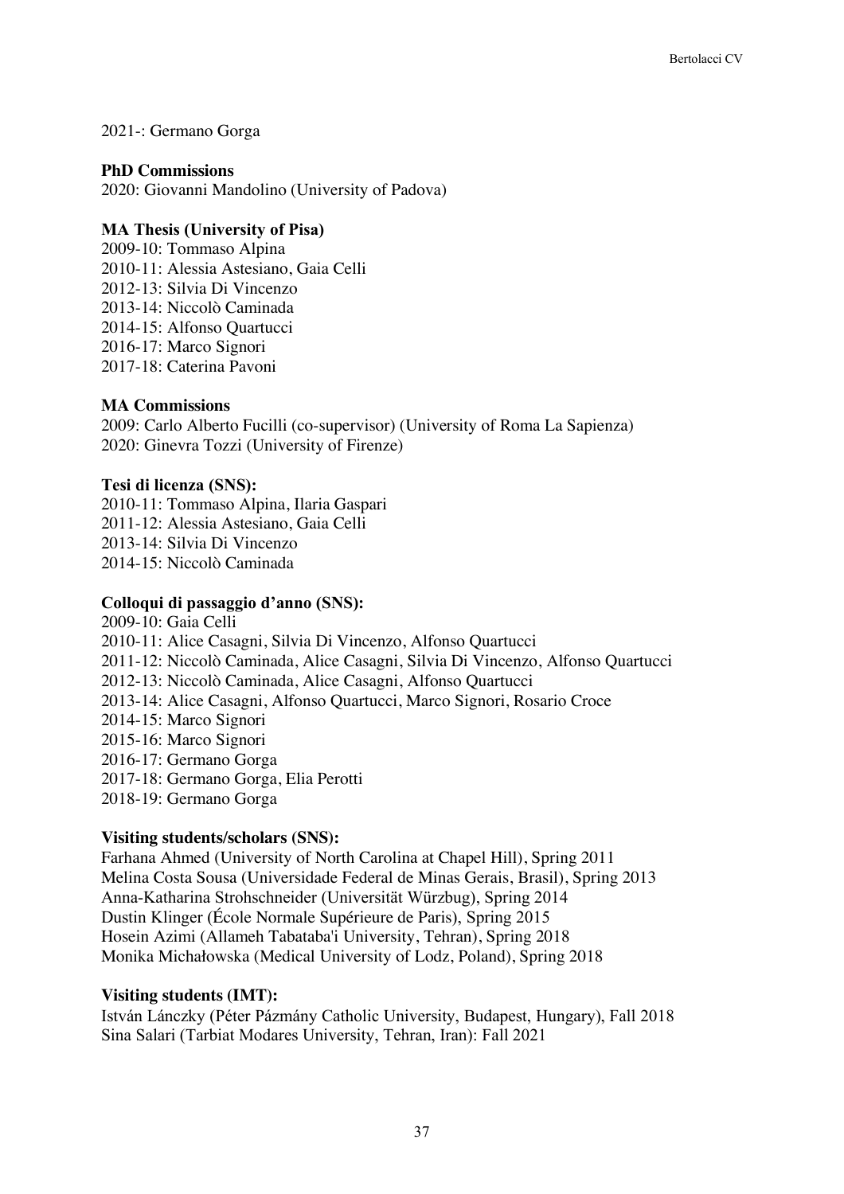2021-: Germano Gorga

**PhD Commissions**
2020: Giovanni Mandolino (University of Padova)

**MA Thesis (University of Pisa)**
2009-10: Tommaso Alpina
2010-11: Alessia Astesiano, Gaia Celli
2012-13: Silvia Di Vincenzo
2013-14: Niccolò Caminada
2014-15: Alfonso Quartucci
2016-17: Marco Signori
2017-18: Caterina Pavoni

**MA Commissions**
2009: Carlo Alberto Fucilli (co-supervisor) (University of Roma La Sapienza)
2020: Ginevra Tozzi (University of Firenze)

**Tesi di licenza (SNS):**
2010-11: Tommaso Alpina, Ilaria Gaspari
2011-12: Alessia Astesiano, Gaia Celli
2013-14: Silvia Di Vincenzo
2014-15: Niccolò Caminada

**Colloqui di passaggio d'anno (SNS):**
2009-10: Gaia Celli
2010-11: Alice Casagni, Silvia Di Vincenzo, Alfonso Quartucci
2011-12: Niccolò Caminada, Alice Casagni, Silvia Di Vincenzo, Alfonso Quartucci
2012-13: Niccolò Caminada, Alice Casagni, Alfonso Quartucci
2013-14: Alice Casagni, Alfonso Quartucci, Marco Signori, Rosario Croce
2014-15: Marco Signori
2015-16: Marco Signori
2016-17: Germano Gorga
2017-18: Germano Gorga, Elia Perotti
2018-19: Germano Gorga

**Visiting students/scholars (SNS):**
Farhana Ahmed (University of North Carolina at Chapel Hill), Spring 2011
Melina Costa Sousa (Universidade Federal de Minas Gerais, Brasil), Spring 2013
Anna-Katharina Strohschneider (Universität Würzbug), Spring 2014
Dustin Klinger (École Normale Supérieure de Paris), Spring 2015
Hosein Azimi (Allameh Tabataba'i University, Tehran), Spring 2018
Monika Michałowska (Medical University of Lodz, Poland), Spring 2018

**Visiting students (IMT):**
István Lánczky (Péter Pázmány Catholic University, Budapest, Hungary), Fall 2018
Sina Salari (Tarbiat Modares University, Tehran, Iran): Fall 2021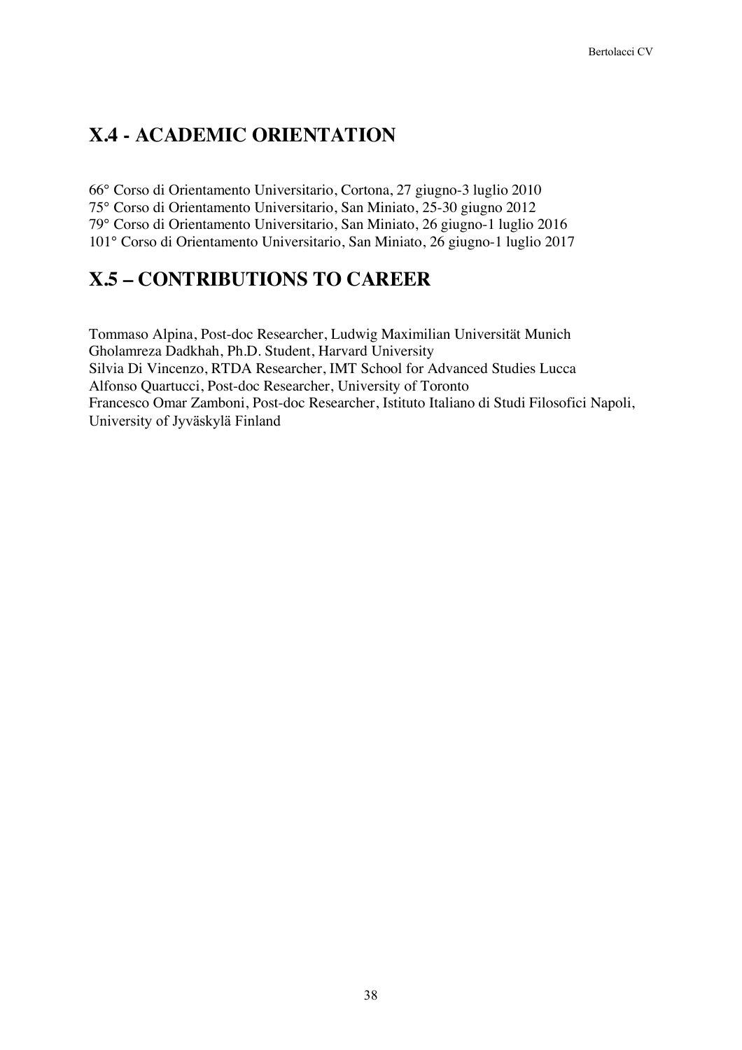## X.4 - ACADEMIC ORIENTATION

66° Corso di Orientamento Universitario, Cortona, 27 giugno-3 luglio 2010
75° Corso di Orientamento Universitario, San Miniato, 25-30 giugno 2012
79° Corso di Orientamento Universitario, San Miniato, 26 giugno-1 luglio 2016
101° Corso di Orientamento Universitario, San Miniato, 26 giugno-1 luglio 2017

## X.5 – CONTRIBUTIONS TO CAREER

Tommaso Alpina, Post-doc Researcher, Ludwig Maximilian Universität Munich
Gholamreza Dadkhah, Ph.D. Student, Harvard University
Silvia Di Vincenzo, RTDA Researcher, IMT School for Advanced Studies Lucca
Alfonso Quartucci, Post-doc Researcher, University of Toronto
Francesco Omar Zamboni, Post-doc Researcher, Istituto Italiano di Studi Filosofici Napoli, University of Jyväskylä Finland